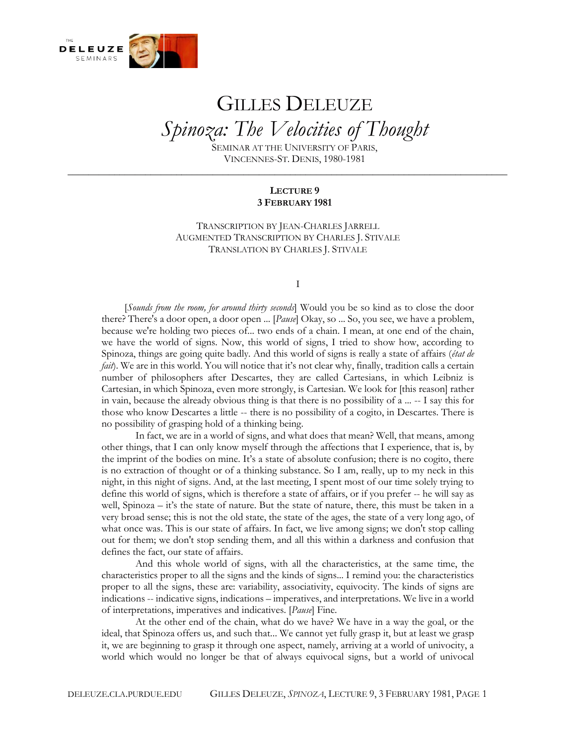# Gilles Deleuze
## *Spinoza: The Velocities of Thought*

Seminar at the University of Paris, Vincennes-St. Denis, 1980-1981

---

### Lecture 9
### 3 February 1981

Transcription by Jean-Charles Jarrell
Augmented Transcription by Charles J. Stivale
Translation by Charles J. Stivale

I

[*Sounds from the room, for around thirty seconds*] Would you be so kind as to close the door there? There's a door open, a door open ... [*Pause*] Okay, so ... So, you see, we have a problem, because we're holding two pieces of... two ends of a chain. I mean, at one end of the chain, we have the world of signs. Now, this world of signs, I tried to show how, according to Spinoza, things are going quite badly. And this world of signs is really a state of affairs (*état de fait*). We are in this world. You will notice that it's not clear why, finally, tradition calls a certain number of philosophers after Descartes, they are called Cartesians, in which Leibniz is Cartesian, in which Spinoza, even more strongly, is Cartesian. We look for [this reason] rather in vain, because the already obvious thing is that there is no possibility of a ... -- I say this for those who know Descartes a little -- there is no possibility of a cogito, in Descartes. There is no possibility of grasping hold of a thinking being.

In fact, we are in a world of signs, and what does that mean? Well, that means, among other things, that I can only know myself through the affections that I experience, that is, by the imprint of the bodies on mine. It's a state of absolute confusion; there is no cogito, there is no extraction of thought or of a thinking substance. So I am, really, up to my neck in this night, in this night of signs. And, at the last meeting, I spent most of our time solely trying to define this world of signs, which is therefore a state of affairs, or if you prefer -- he will say as well, Spinoza – it's the state of nature. But the state of nature, there, this must be taken in a very broad sense; this is not the old state, the state of the ages, the state of a very long ago, of what once was. This is our state of affairs. In fact, we live among signs; we don't stop calling out for them; we don't stop sending them, and all this within a darkness and confusion that defines the fact, our state of affairs.

And this whole world of signs, with all the characteristics, at the same time, the characteristics proper to all the signs and the kinds of signs... I remind you: the characteristics proper to all the signs, these are: variability, associativity, equivocity. The kinds of signs are indications -- indicative signs, indications – imperatives, and interpretations. We live in a world of interpretations, imperatives and indicatives. [*Pause*] Fine.

At the other end of the chain, what do we have? We have in a way the goal, or the ideal, that Spinoza offers us, and such that... We cannot yet fully grasp it, but at least we grasp it, we are beginning to grasp it through one aspect, namely, arriving at a world of univocity, a world which would no longer be that of always equivocal signs, but a world of univocal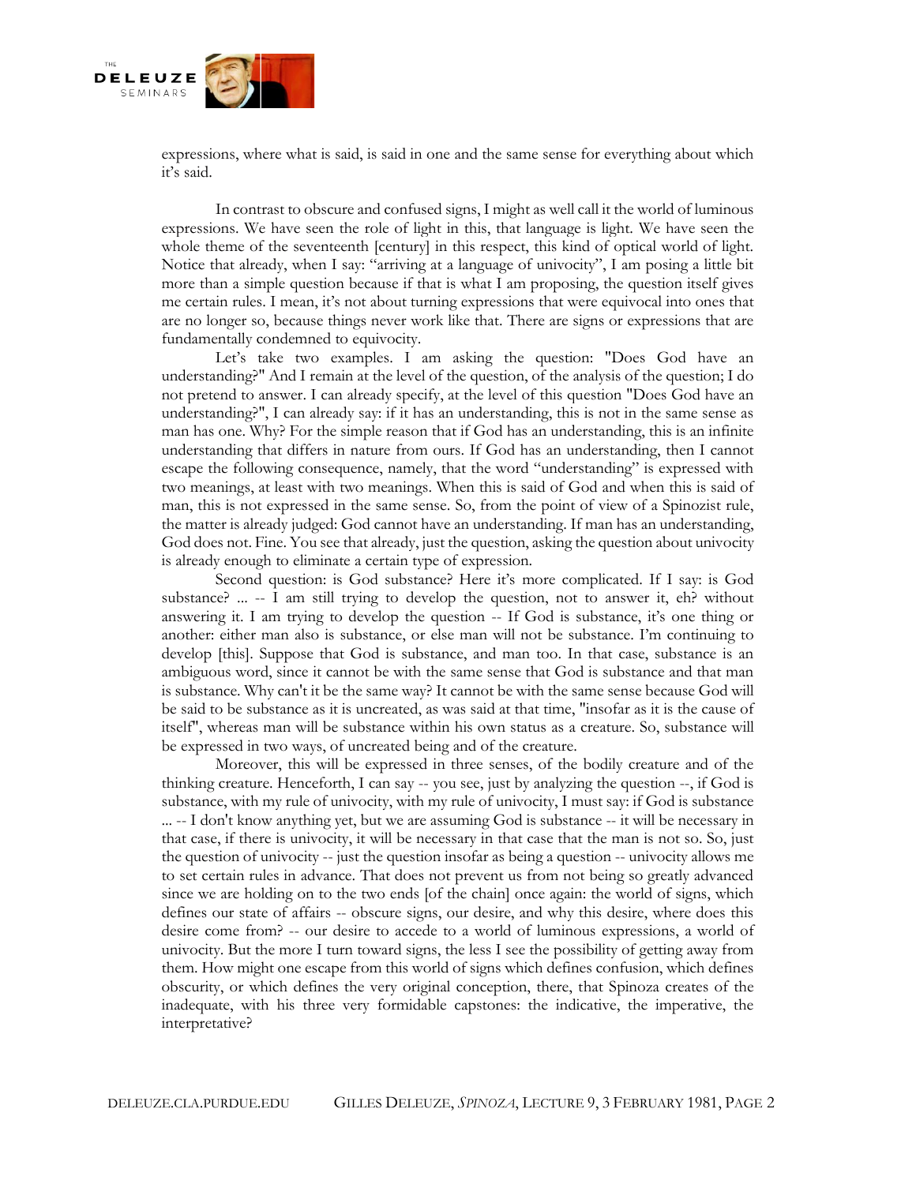expressions, where what is said, is said in one and the same sense for everything about which it's said.

In contrast to obscure and confused signs, I might as well call it the world of luminous expressions. We have seen the role of light in this, that language is light. We have seen the whole theme of the seventeenth [century] in this respect, this kind of optical world of light. Notice that already, when I say: "arriving at a language of univocity", I am posing a little bit more than a simple question because if that is what I am proposing, the question itself gives me certain rules. I mean, it's not about turning expressions that were equivocal into ones that are no longer so, because things never work like that. There are signs or expressions that are fundamentally condemned to equivocity.

Let's take two examples. I am asking the question: "Does God have an understanding?" And I remain at the level of the question, of the analysis of the question; I do not pretend to answer. I can already specify, at the level of this question "Does God have an understanding?", I can already say: if it has an understanding, this is not in the same sense as man has one. Why? For the simple reason that if God has an understanding, this is an infinite understanding that differs in nature from ours. If God has an understanding, then I cannot escape the following consequence, namely, that the word "understanding" is expressed with two meanings, at least with two meanings. When this is said of God and when this is said of man, this is not expressed in the same sense. So, from the point of view of a Spinozist rule, the matter is already judged: God cannot have an understanding. If man has an understanding, God does not. Fine. You see that already, just the question, asking the question about univocity is already enough to eliminate a certain type of expression.

Second question: is God substance? Here it's more complicated. If I say: is God substance? ... -- I am still trying to develop the question, not to answer it, eh? without answering it. I am trying to develop the question -- If God is substance, it's one thing or another: either man also is substance, or else man will not be substance. I'm continuing to develop [this]. Suppose that God is substance, and man too. In that case, substance is an ambiguous word, since it cannot be with the same sense that God is substance and that man is substance. Why can't it be the same way? It cannot be with the same sense because God will be said to be substance as it is uncreated, as was said at that time, "insofar as it is the cause of itself", whereas man will be substance within his own status as a creature. So, substance will be expressed in two ways, of uncreated being and of the creature.

Moreover, this will be expressed in three senses, of the bodily creature and of the thinking creature. Henceforth, I can say -- you see, just by analyzing the question --, if God is substance, with my rule of univocity, with my rule of univocity, I must say: if God is substance ... -- I don't know anything yet, but we are assuming God is substance -- it will be necessary in that case, if there is univocity, it will be necessary in that case that the man is not so. So, just the question of univocity -- just the question insofar as being a question -- univocity allows me to set certain rules in advance. That does not prevent us from not being so greatly advanced since we are holding on to the two ends [of the chain] once again: the world of signs, which defines our state of affairs -- obscure signs, our desire, and why this desire, where does this desire come from? -- our desire to accede to a world of luminous expressions, a world of univocity. But the more I turn toward signs, the less I see the possibility of getting away from them. How might one escape from this world of signs which defines confusion, which defines obscurity, or which defines the very original conception, there, that Spinoza creates of the inadequate, with his three very formidable capstones: the indicative, the imperative, the interpretative?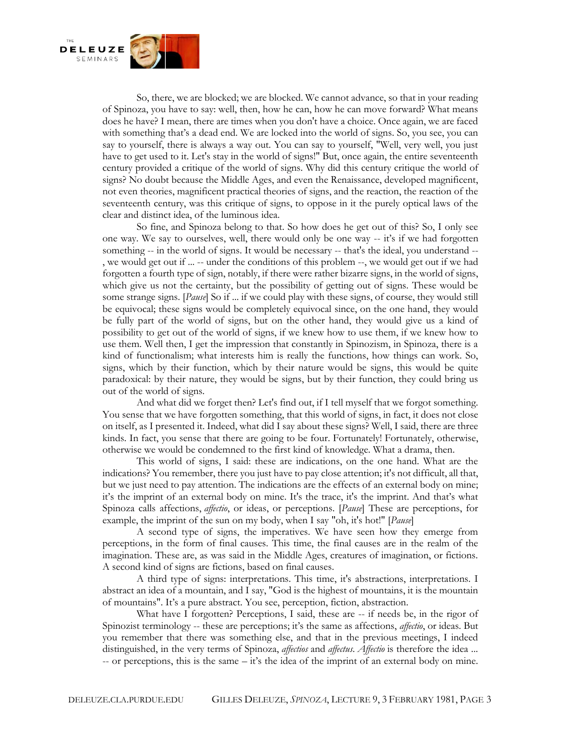So, there, we are blocked; we are blocked. We cannot advance, so that in your reading of Spinoza, you have to say: well, then, how he can, how he can move forward? What means does he have? I mean, there are times when you don't have a choice. Once again, we are faced with something that's a dead end. We are locked into the world of signs. So, you see, you can say to yourself, there is always a way out. You can say to yourself, "Well, very well, you just have to get used to it. Let's stay in the world of signs!" But, once again, the entire seventeenth century provided a critique of the world of signs. Why did this century critique the world of signs? No doubt because the Middle Ages, and even the Renaissance, developed magnificent, not even theories, magnificent practical theories of signs, and the reaction, the reaction of the seventeenth century, was this critique of signs, to oppose in it the purely optical laws of the clear and distinct idea, of the luminous idea.

So fine, and Spinoza belong to that. So how does he get out of this? So, I only see one way. We say to ourselves, well, there would only be one way -- it's if we had forgotten something -- in the world of signs. It would be necessary -- that's the ideal, you understand -- , we would get out if ... -- under the conditions of this problem --, we would get out if we had forgotten a fourth type of sign, notably, if there were rather bizarre signs, in the world of signs, which give us not the certainty, but the possibility of getting out of signs. These would be some strange signs. [*Pause*] So if ... if we could play with these signs, of course, they would still be equivocal; these signs would be completely equivocal since, on the one hand, they would be fully part of the world of signs, but on the other hand, they would give us a kind of possibility to get out of the world of signs, if we knew how to use them, if we knew how to use them. Well then, I get the impression that constantly in Spinozism, in Spinoza, there is a kind of functionalism; what interests him is really the functions, how things can work. So, signs, which by their function, which by their nature would be signs, this would be quite paradoxical: by their nature, they would be signs, but by their function, they could bring us out of the world of signs.

And what did we forget then? Let's find out, if I tell myself that we forgot something. You sense that we have forgotten something, that this world of signs, in fact, it does not close on itself, as I presented it. Indeed, what did I say about these signs? Well, I said, there are three kinds. In fact, you sense that there are going to be four. Fortunately! Fortunately, otherwise, otherwise we would be condemned to the first kind of knowledge. What a drama, then.

This world of signs, I said: these are indications, on the one hand. What are the indications? You remember, there you just have to pay close attention; it's not difficult, all that, but we just need to pay attention. The indications are the effects of an external body on mine; it's the imprint of an external body on mine. It's the trace, it's the imprint. And that's what Spinoza calls affections, *affectio*, or ideas, or perceptions. [*Pause*] These are perceptions, for example, the imprint of the sun on my body, when I say "oh, it's hot!" [*Pause*]

A second type of signs, the imperatives. We have seen how they emerge from perceptions, in the form of final causes. This time, the final causes are in the realm of the imagination. These are, as was said in the Middle Ages, creatures of imagination, or fictions. A second kind of signs are fictions, based on final causes.

A third type of signs: interpretations. This time, it's abstractions, interpretations. I abstract an idea of a mountain, and I say, "God is the highest of mountains, it is the mountain of mountains". It's a pure abstract. You see, perception, fiction, abstraction.

What have I forgotten? Perceptions, I said, these are -- if needs be, in the rigor of Spinozist terminology -- these are perceptions; it's the same as affections, *affectio*, or ideas. But you remember that there was something else, and that in the previous meetings, I indeed distinguished, in the very terms of Spinoza, *affectios* and *affectus*. *Affectio* is therefore the idea ... -- or perceptions, this is the same – it's the idea of the imprint of an external body on mine.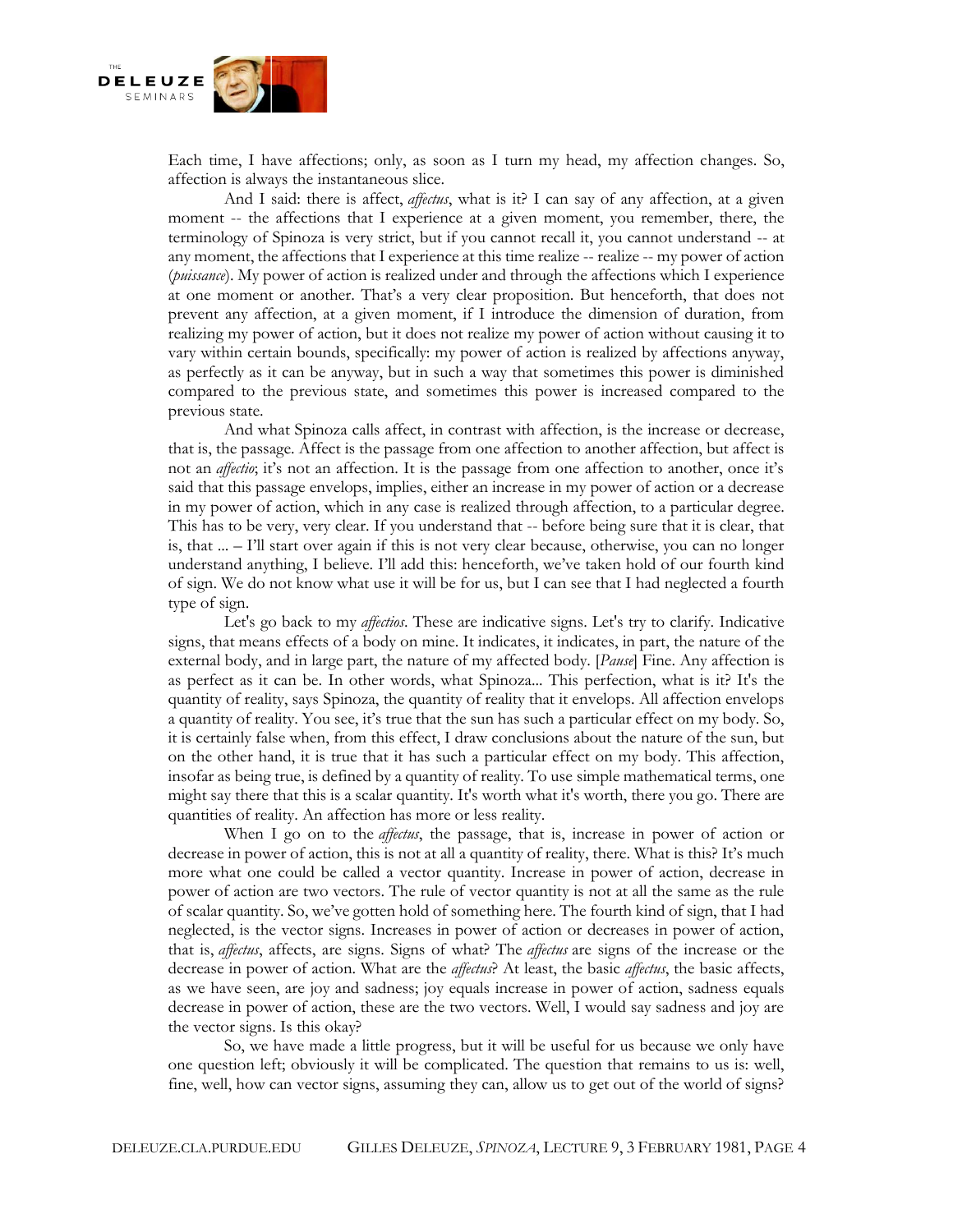Each time, I have affections; only, as soon as I turn my head, my affection changes. So, affection is always the instantaneous slice.

And I said: there is affect, *affectus*, what is it? I can say of any affection, at a given moment -- the affections that I experience at a given moment, you remember, there, the terminology of Spinoza is very strict, but if you cannot recall it, you cannot understand -- at any moment, the affections that I experience at this time realize -- realize -- my power of action (*puissance*). My power of action is realized under and through the affections which I experience at one moment or another. That's a very clear proposition. But henceforth, that does not prevent any affection, at a given moment, if I introduce the dimension of duration, from realizing my power of action, but it does not realize my power of action without causing it to vary within certain bounds, specifically: my power of action is realized by affections anyway, as perfectly as it can be anyway, but in such a way that sometimes this power is diminished compared to the previous state, and sometimes this power is increased compared to the previous state.

And what Spinoza calls affect, in contrast with affection, is the increase or decrease, that is, the passage. Affect is the passage from one affection to another affection, but affect is not an *affectio*; it's not an affection. It is the passage from one affection to another, once it's said that this passage envelops, implies, either an increase in my power of action or a decrease in my power of action, which in any case is realized through affection, to a particular degree. This has to be very, very clear. If you understand that -- before being sure that it is clear, that is, that ... – I'll start over again if this is not very clear because, otherwise, you can no longer understand anything, I believe. I'll add this: henceforth, we've taken hold of our fourth kind of sign. We do not know what use it will be for us, but I can see that I had neglected a fourth type of sign.

Let's go back to my *affectios*. These are indicative signs. Let's try to clarify. Indicative signs, that means effects of a body on mine. It indicates, it indicates, in part, the nature of the external body, and in large part, the nature of my affected body. [*Pause*] Fine. Any affection is as perfect as it can be. In other words, what Spinoza... This perfection, what is it? It's the quantity of reality, says Spinoza, the quantity of reality that it envelops. All affection envelops a quantity of reality. You see, it's true that the sun has such a particular effect on my body. So, it is certainly false when, from this effect, I draw conclusions about the nature of the sun, but on the other hand, it is true that it has such a particular effect on my body. This affection, insofar as being true, is defined by a quantity of reality. To use simple mathematical terms, one might say there that this is a scalar quantity. It's worth what it's worth, there you go. There are quantities of reality. An affection has more or less reality.

When I go on to the *affectus*, the passage, that is, increase in power of action or decrease in power of action, this is not at all a quantity of reality, there. What is this? It's much more what one could be called a vector quantity. Increase in power of action, decrease in power of action are two vectors. The rule of vector quantity is not at all the same as the rule of scalar quantity. So, we've gotten hold of something here. The fourth kind of sign, that I had neglected, is the vector signs. Increases in power of action or decreases in power of action, that is, *affectus*, affects, are signs. Signs of what? The *affectus* are signs of the increase or the decrease in power of action. What are the *affectus*? At least, the basic *affectus*, the basic affects, as we have seen, are joy and sadness; joy equals increase in power of action, sadness equals decrease in power of action, these are the two vectors. Well, I would say sadness and joy are the vector signs. Is this okay?

So, we have made a little progress, but it will be useful for us because we only have one question left; obviously it will be complicated. The question that remains to us is: well, fine, well, how can vector signs, assuming they can, allow us to get out of the world of signs?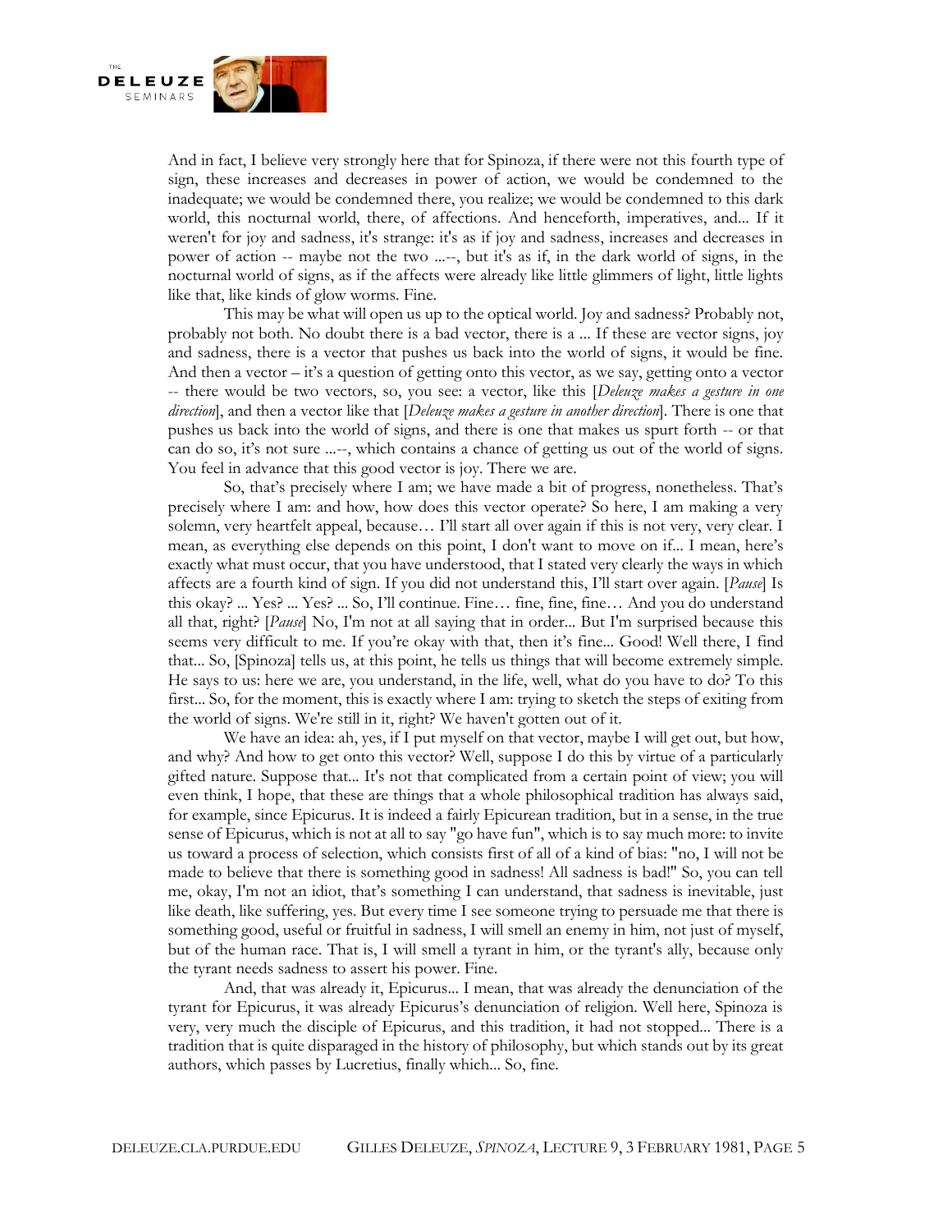And in fact, I believe very strongly here that for Spinoza, if there were not this fourth type of sign, these increases and decreases in power of action, we would be condemned to the inadequate; we would be condemned there, you realize; we would be condemned to this dark world, this nocturnal world, there, of affections. And henceforth, imperatives, and... If it weren't for joy and sadness, it's strange: it's as if joy and sadness, increases and decreases in power of action -- maybe not the two ...--, but it's as if, in the dark world of signs, in the nocturnal world of signs, as if the affects were already like little glimmers of light, little lights like that, like kinds of glow worms. Fine.

This may be what will open us up to the optical world. Joy and sadness? Probably not, probably not both. No doubt there is a bad vector, there is a ... If these are vector signs, joy and sadness, there is a vector that pushes us back into the world of signs, it would be fine. And then a vector – it's a question of getting onto this vector, as we say, getting onto a vector -- there would be two vectors, so, you see: a vector, like this [*Deleuze makes a gesture in one direction*], and then a vector like that [*Deleuze makes a gesture in another direction*]. There is one that pushes us back into the world of signs, and there is one that makes us spurt forth -- or that can do so, it's not sure ...--, which contains a chance of getting us out of the world of signs. You feel in advance that this good vector is joy. There we are.

So, that's precisely where I am; we have made a bit of progress, nonetheless. That's precisely where I am: and how, how does this vector operate? So here, I am making a very solemn, very heartfelt appeal, because… I'll start all over again if this is not very, very clear. I mean, as everything else depends on this point, I don't want to move on if... I mean, here's exactly what must occur, that you have understood, that I stated very clearly the ways in which affects are a fourth kind of sign. If you did not understand this, I'll start over again. [*Pause*] Is this okay? ... Yes? ... Yes? ... So, I'll continue. Fine… fine, fine, fine… And you do understand all that, right? [*Pause*] No, I'm not at all saying that in order... But I'm surprised because this seems very difficult to me. If you're okay with that, then it's fine... Good! Well there, I find that... So, [Spinoza] tells us, at this point, he tells us things that will become extremely simple. He says to us: here we are, you understand, in the life, well, what do you have to do? To this first... So, for the moment, this is exactly where I am: trying to sketch the steps of exiting from the world of signs. We're still in it, right? We haven't gotten out of it.

We have an idea: ah, yes, if I put myself on that vector, maybe I will get out, but how, and why? And how to get onto this vector? Well, suppose I do this by virtue of a particularly gifted nature. Suppose that... It's not that complicated from a certain point of view; you will even think, I hope, that these are things that a whole philosophical tradition has always said, for example, since Epicurus. It is indeed a fairly Epicurean tradition, but in a sense, in the true sense of Epicurus, which is not at all to say "go have fun", which is to say much more: to invite us toward a process of selection, which consists first of all of a kind of bias: "no, I will not be made to believe that there is something good in sadness! All sadness is bad!" So, you can tell me, okay, I'm not an idiot, that's something I can understand, that sadness is inevitable, just like death, like suffering, yes. But every time I see someone trying to persuade me that there is something good, useful or fruitful in sadness, I will smell an enemy in him, not just of myself, but of the human race. That is, I will smell a tyrant in him, or the tyrant's ally, because only the tyrant needs sadness to assert his power. Fine.

And, that was already it, Epicurus... I mean, that was already the denunciation of the tyrant for Epicurus, it was already Epicurus's denunciation of religion. Well here, Spinoza is very, very much the disciple of Epicurus, and this tradition, it had not stopped... There is a tradition that is quite disparaged in the history of philosophy, but which stands out by its great authors, which passes by Lucretius, finally which... So, fine.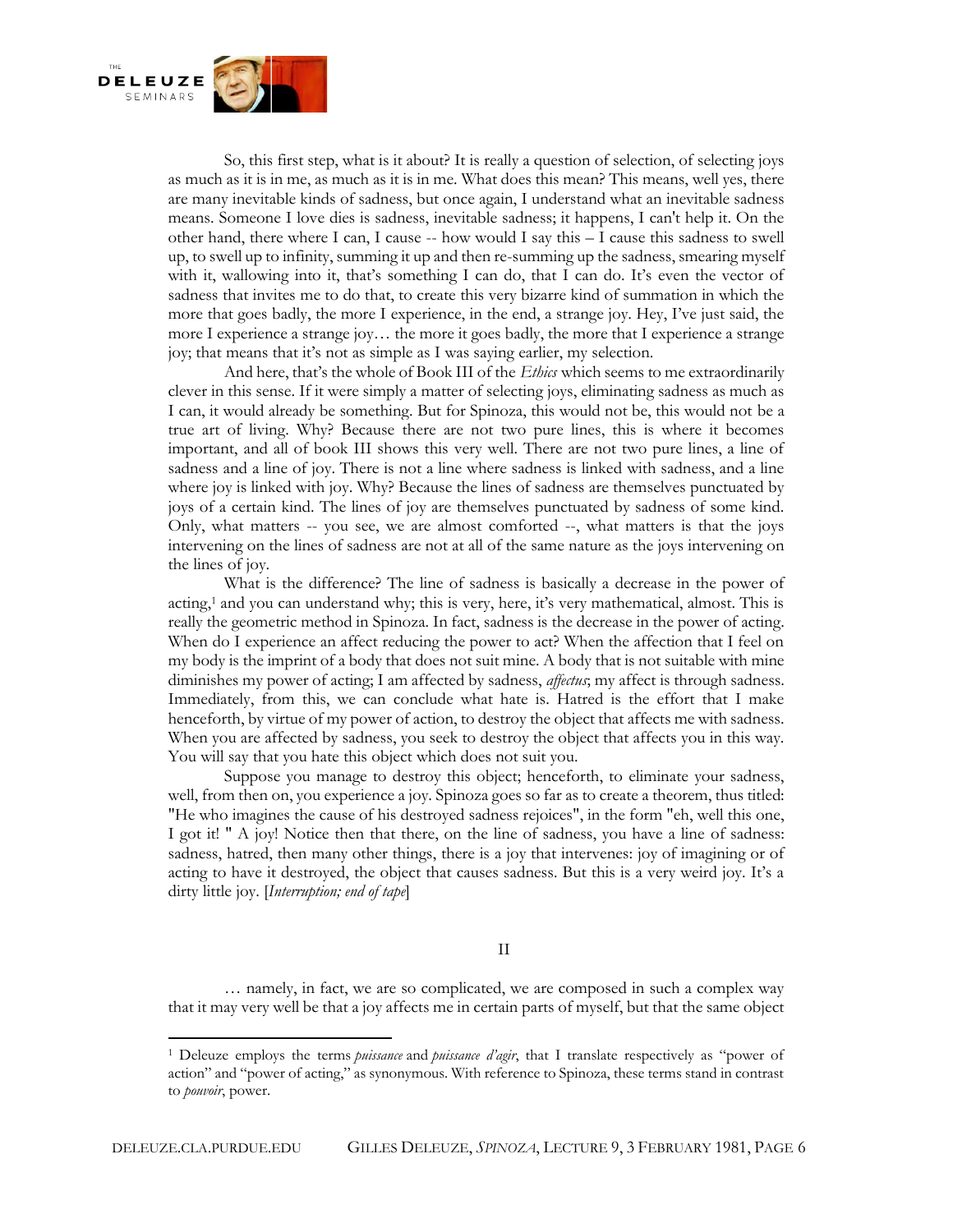So, this first step, what is it about? It is really a question of selection, of selecting joys as much as it is in me, as much as it is in me. What does this mean? This means, well yes, there are many inevitable kinds of sadness, but once again, I understand what an inevitable sadness means. Someone I love dies is sadness, inevitable sadness; it happens, I can't help it. On the other hand, there where I can, I cause -- how would I say this – I cause this sadness to swell up, to swell up to infinity, summing it up and then re-summing up the sadness, smearing myself with it, wallowing into it, that's something I can do, that I can do. It's even the vector of sadness that invites me to do that, to create this very bizarre kind of summation in which the more that goes badly, the more I experience, in the end, a strange joy. Hey, I've just said, the more I experience a strange joy… the more it goes badly, the more that I experience a strange joy; that means that it's not as simple as I was saying earlier, my selection.

And here, that's the whole of Book III of the *Ethics* which seems to me extraordinarily clever in this sense. If it were simply a matter of selecting joys, eliminating sadness as much as I can, it would already be something. But for Spinoza, this would not be, this would not be a true art of living. Why? Because there are not two pure lines, this is where it becomes important, and all of book III shows this very well. There are not two pure lines, a line of sadness and a line of joy. There is not a line where sadness is linked with sadness, and a line where joy is linked with joy. Why? Because the lines of sadness are themselves punctuated by joys of a certain kind. The lines of joy are themselves punctuated by sadness of some kind. Only, what matters -- you see, we are almost comforted --, what matters is that the joys intervening on the lines of sadness are not at all of the same nature as the joys intervening on the lines of joy.

What is the difference? The line of sadness is basically a decrease in the power of acting,[1] and you can understand why; this is very, here, it's very mathematical, almost. This is really the geometric method in Spinoza. In fact, sadness is the decrease in the power of acting. When do I experience an affect reducing the power to act? When the affection that I feel on my body is the imprint of a body that does not suit mine. A body that is not suitable with mine diminishes my power of acting; I am affected by sadness, *affectus*; my affect is through sadness. Immediately, from this, we can conclude what hate is. Hatred is the effort that I make henceforth, by virtue of my power of action, to destroy the object that affects me with sadness. When you are affected by sadness, you seek to destroy the object that affects you in this way. You will say that you hate this object which does not suit you.

Suppose you manage to destroy this object; henceforth, to eliminate your sadness, well, from then on, you experience a joy. Spinoza goes so far as to create a theorem, thus titled: "He who imagines the cause of his destroyed sadness rejoices", in the form "eh, well this one, I got it! " A joy! Notice then that there, on the line of sadness, you have a line of sadness: sadness, hatred, then many other things, there is a joy that intervenes: joy of imagining or of acting to have it destroyed, the object that causes sadness. But this is a very weird joy. It's a dirty little joy. [*Interruption; end of tape*]

## II

… namely, in fact, we are so complicated, we are composed in such a complex way that it may very well be that a joy affects me in certain parts of myself, but that the same object

---

[1] Deleuze employs the terms *puissance* and *puissance d'agir*, that I translate respectively as "power of action" and "power of acting," as synonymous. With reference to Spinoza, these terms stand in contrast to *pouvoir*, power.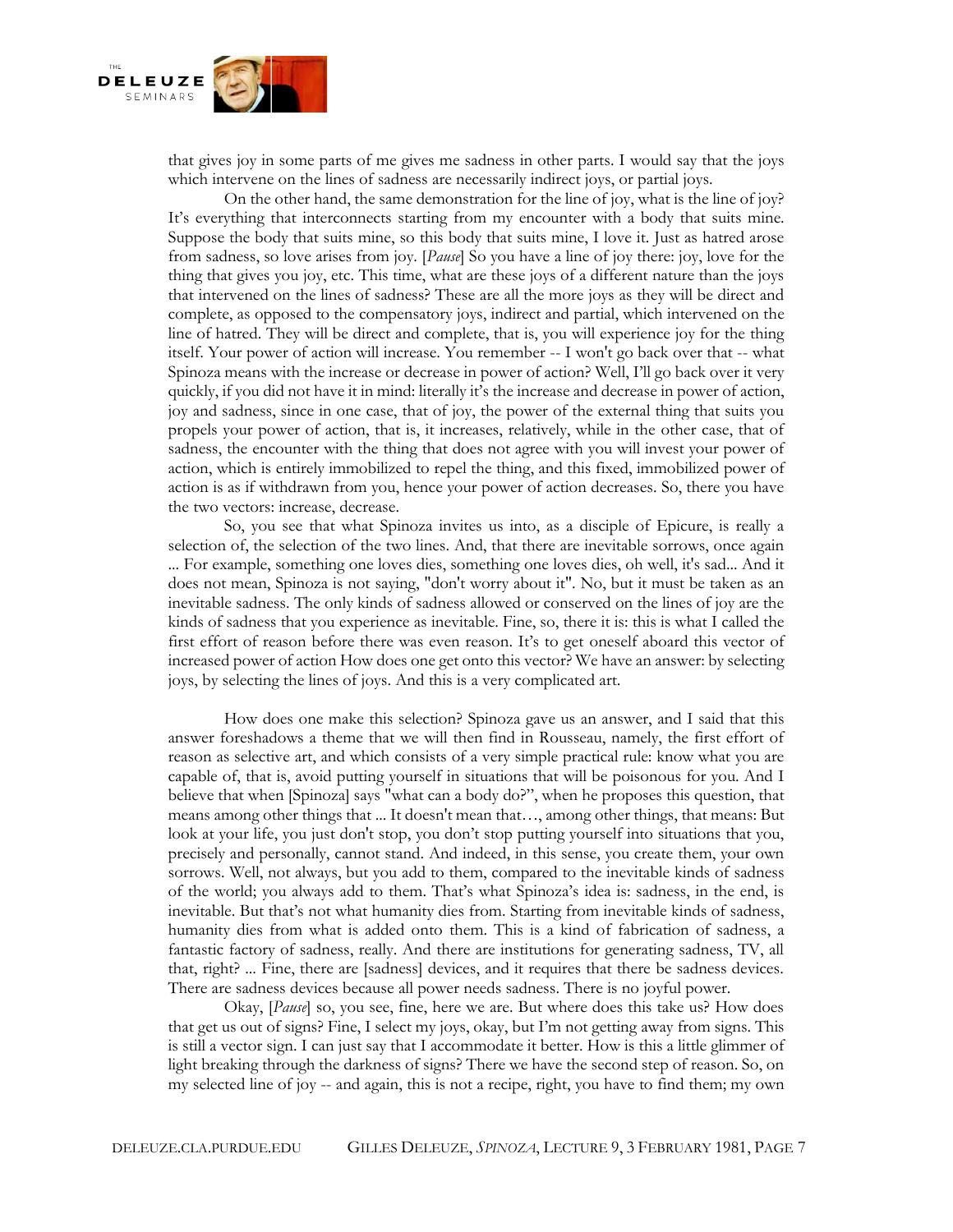that gives joy in some parts of me gives me sadness in other parts. I would say that the joys which intervene on the lines of sadness are necessarily indirect joys, or partial joys.

On the other hand, the same demonstration for the line of joy, what is the line of joy? It's everything that interconnects starting from my encounter with a body that suits mine. Suppose the body that suits mine, so this body that suits mine, I love it. Just as hatred arose from sadness, so love arises from joy. [*Pause*] So you have a line of joy there: joy, love for the thing that gives you joy, etc. This time, what are these joys of a different nature than the joys that intervened on the lines of sadness? These are all the more joys as they will be direct and complete, as opposed to the compensatory joys, indirect and partial, which intervened on the line of hatred. They will be direct and complete, that is, you will experience joy for the thing itself. Your power of action will increase. You remember -- I won't go back over that -- what Spinoza means with the increase or decrease in power of action? Well, I'll go back over it very quickly, if you did not have it in mind: literally it's the increase and decrease in power of action, joy and sadness, since in one case, that of joy, the power of the external thing that suits you propels your power of action, that is, it increases, relatively, while in the other case, that of sadness, the encounter with the thing that does not agree with you will invest your power of action, which is entirely immobilized to repel the thing, and this fixed, immobilized power of action is as if withdrawn from you, hence your power of action decreases. So, there you have the two vectors: increase, decrease.

So, you see that what Spinoza invites us into, as a disciple of Epicure, is really a selection of, the selection of the two lines. And, that there are inevitable sorrows, once again ... For example, something one loves dies, something one loves dies, oh well, it's sad... And it does not mean, Spinoza is not saying, "don't worry about it". No, but it must be taken as an inevitable sadness. The only kinds of sadness allowed or conserved on the lines of joy are the kinds of sadness that you experience as inevitable. Fine, so, there it is: this is what I called the first effort of reason before there was even reason. It's to get oneself aboard this vector of increased power of action How does one get onto this vector? We have an answer: by selecting joys, by selecting the lines of joys. And this is a very complicated art.

How does one make this selection? Spinoza gave us an answer, and I said that this answer foreshadows a theme that we will then find in Rousseau, namely, the first effort of reason as selective art, and which consists of a very simple practical rule: know what you are capable of, that is, avoid putting yourself in situations that will be poisonous for you. And I believe that when [Spinoza] says "what can a body do?", when he proposes this question, that means among other things that ... It doesn't mean that…, among other things, that means: But look at your life, you just don't stop, you don't stop putting yourself into situations that you, precisely and personally, cannot stand. And indeed, in this sense, you create them, your own sorrows. Well, not always, but you add to them, compared to the inevitable kinds of sadness of the world; you always add to them. That's what Spinoza's idea is: sadness, in the end, is inevitable. But that's not what humanity dies from. Starting from inevitable kinds of sadness, humanity dies from what is added onto them. This is a kind of fabrication of sadness, a fantastic factory of sadness, really. And there are institutions for generating sadness, TV, all that, right? ... Fine, there are [sadness] devices, and it requires that there be sadness devices. There are sadness devices because all power needs sadness. There is no joyful power.

Okay, [*Pause*] so, you see, fine, here we are. But where does this take us? How does that get us out of signs? Fine, I select my joys, okay, but I'm not getting away from signs. This is still a vector sign. I can just say that I accommodate it better. How is this a little glimmer of light breaking through the darkness of signs? There we have the second step of reason. So, on my selected line of joy -- and again, this is not a recipe, right, you have to find them; my own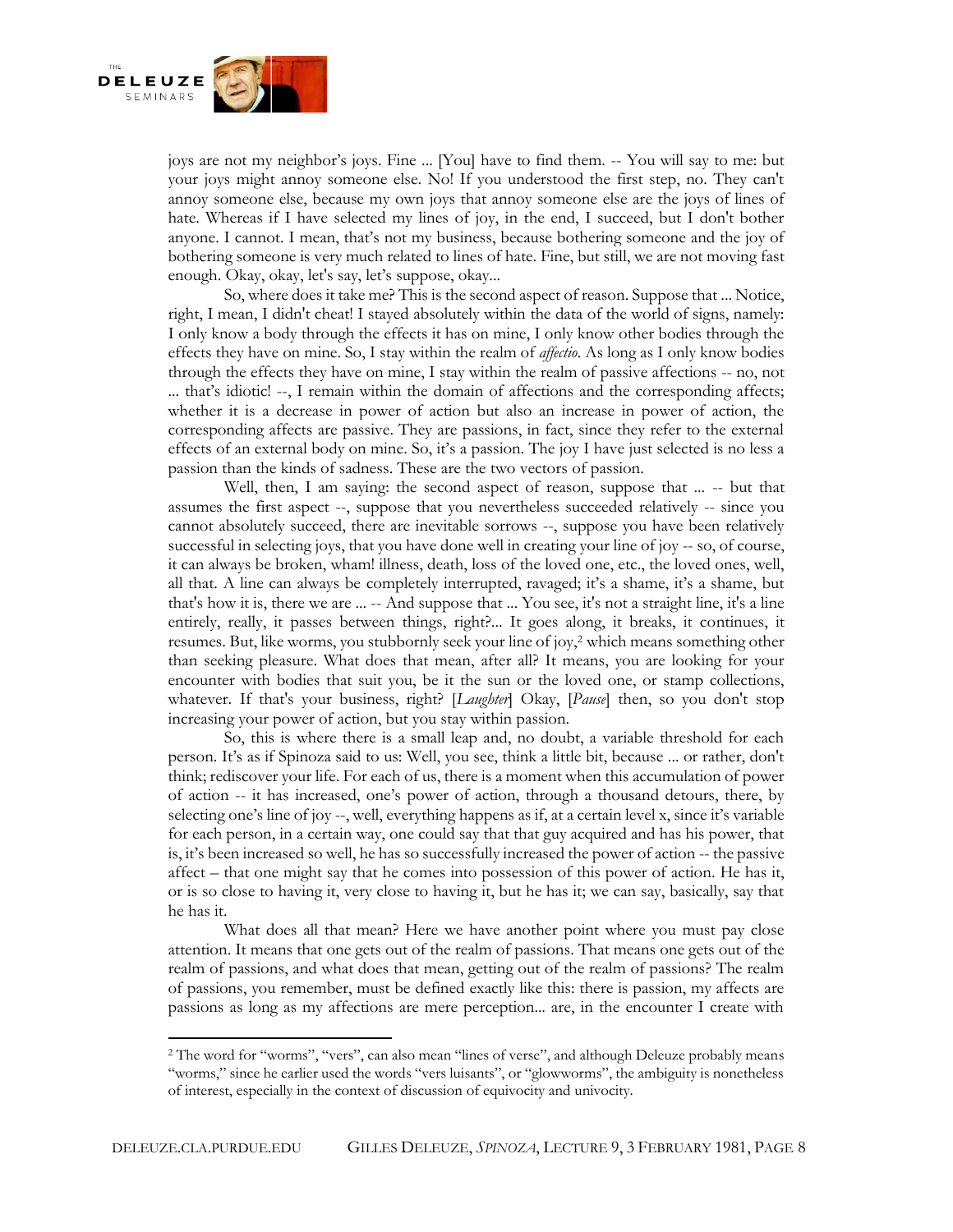joys are not my neighbor's joys. Fine ... [You] have to find them. -- You will say to me: but your joys might annoy someone else. No! If you understood the first step, no. They can't annoy someone else, because my own joys that annoy someone else are the joys of lines of hate. Whereas if I have selected my lines of joy, in the end, I succeed, but I don't bother anyone. I cannot. I mean, that's not my business, because bothering someone and the joy of bothering someone is very much related to lines of hate. Fine, but still, we are not moving fast enough. Okay, okay, let's say, let's suppose, okay...

So, where does it take me? This is the second aspect of reason. Suppose that ... Notice, right, I mean, I didn't cheat! I stayed absolutely within the data of the world of signs, namely: I only know a body through the effects it has on mine, I only know other bodies through the effects they have on mine. So, I stay within the realm of *affectio*. As long as I only know bodies through the effects they have on mine, I stay within the realm of passive affections -- no, not ... that's idiotic! --, I remain within the domain of affections and the corresponding affects; whether it is a decrease in power of action but also an increase in power of action, the corresponding affects are passive. They are passions, in fact, since they refer to the external effects of an external body on mine. So, it's a passion. The joy I have just selected is no less a passion than the kinds of sadness. These are the two vectors of passion.

Well, then, I am saying: the second aspect of reason, suppose that ... -- but that assumes the first aspect --, suppose that you nevertheless succeeded relatively -- since you cannot absolutely succeed, there are inevitable sorrows --, suppose you have been relatively successful in selecting joys, that you have done well in creating your line of joy -- so, of course, it can always be broken, wham! illness, death, loss of the loved one, etc., the loved ones, well, all that. A line can always be completely interrupted, ravaged; it's a shame, it's a shame, but that's how it is, there we are ... -- And suppose that ... You see, it's not a straight line, it's a line entirely, really, it passes between things, right?... It goes along, it breaks, it continues, it resumes. But, like worms, you stubbornly seek your line of joy,[2] which means something other than seeking pleasure. What does that mean, after all? It means, you are looking for your encounter with bodies that suit you, be it the sun or the loved one, or stamp collections, whatever. If that's your business, right? [*Laughter*] Okay, [*Pause*] then, so you don't stop increasing your power of action, but you stay within passion.

So, this is where there is a small leap and, no doubt, a variable threshold for each person. It's as if Spinoza said to us: Well, you see, think a little bit, because ... or rather, don't think; rediscover your life. For each of us, there is a moment when this accumulation of power of action -- it has increased, one's power of action, through a thousand detours, there, by selecting one's line of joy --, well, everything happens as if, at a certain level x, since it's variable for each person, in a certain way, one could say that that guy acquired and has his power, that is, it's been increased so well, he has so successfully increased the power of action -- the passive affect – that one might say that he comes into possession of this power of action. He has it, or is so close to having it, very close to having it, but he has it; we can say, basically, say that he has it.

What does all that mean? Here we have another point where you must pay close attention. It means that one gets out of the realm of passions. That means one gets out of the realm of passions, and what does that mean, getting out of the realm of passions? The realm of passions, you remember, must be defined exactly like this: there is passion, my affects are passions as long as my affections are mere perception... are, in the encounter I create with

[2] The word for "worms", "vers", can also mean "lines of verse", and although Deleuze probably means "worms," since he earlier used the words "vers luisants", or "glowworms", the ambiguity is nonetheless of interest, especially in the context of discussion of equivocity and univocity.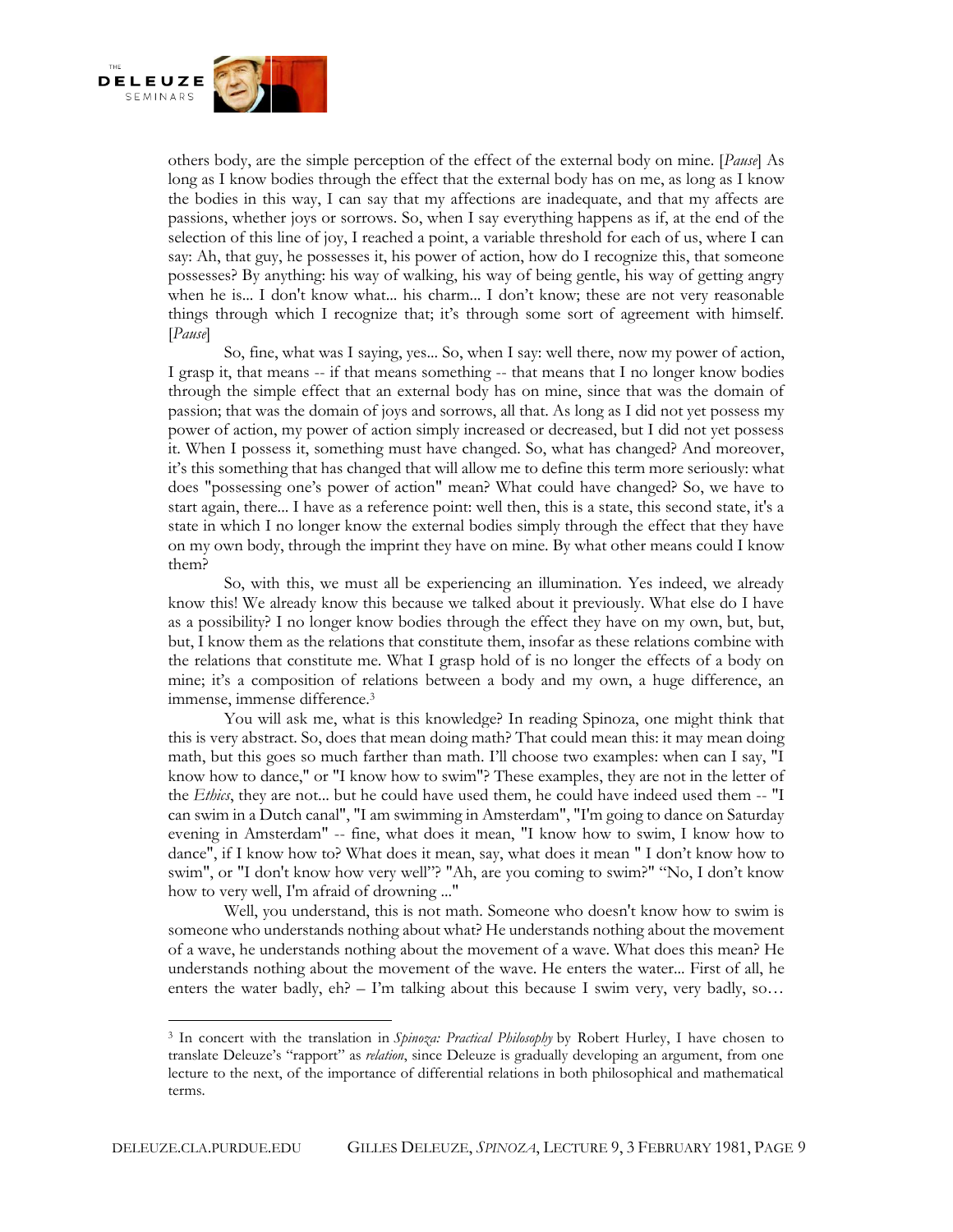others body, are the simple perception of the effect of the external body on mine. [*Pause*] As long as I know bodies through the effect that the external body has on me, as long as I know the bodies in this way, I can say that my affections are inadequate, and that my affects are passions, whether joys or sorrows. So, when I say everything happens as if, at the end of the selection of this line of joy, I reached a point, a variable threshold for each of us, where I can say: Ah, that guy, he possesses it, his power of action, how do I recognize this, that someone possesses? By anything: his way of walking, his way of being gentle, his way of getting angry when he is... I don't know what... his charm... I don't know; these are not very reasonable things through which I recognize that; it's through some sort of agreement with himself. [*Pause*]

So, fine, what was I saying, yes... So, when I say: well there, now my power of action, I grasp it, that means -- if that means something -- that means that I no longer know bodies through the simple effect that an external body has on mine, since that was the domain of passion; that was the domain of joys and sorrows, all that. As long as I did not yet possess my power of action, my power of action simply increased or decreased, but I did not yet possess it. When I possess it, something must have changed. So, what has changed? And moreover, it's this something that has changed that will allow me to define this term more seriously: what does "possessing one's power of action" mean? What could have changed? So, we have to start again, there... I have as a reference point: well then, this is a state, this second state, it's a state in which I no longer know the external bodies simply through the effect that they have on my own body, through the imprint they have on mine. By what other means could I know them?

So, with this, we must all be experiencing an illumination. Yes indeed, we already know this! We already know this because we talked about it previously. What else do I have as a possibility? I no longer know bodies through the effect they have on my own, but, but, but, I know them as the relations that constitute them, insofar as these relations combine with the relations that constitute me. What I grasp hold of is no longer the effects of a body on mine; it's a composition of relations between a body and my own, a huge difference, an immense, immense difference.[3]

You will ask me, what is this knowledge? In reading Spinoza, one might think that this is very abstract. So, does that mean doing math? That could mean this: it may mean doing math, but this goes so much farther than math. I'll choose two examples: when can I say, "I know how to dance," or "I know how to swim"? These examples, they are not in the letter of the *Ethics*, they are not... but he could have used them, he could have indeed used them -- "I can swim in a Dutch canal", "I am swimming in Amsterdam", "I'm going to dance on Saturday evening in Amsterdam" -- fine, what does it mean, "I know how to swim, I know how to dance", if I know how to? What does it mean, say, what does it mean " I don't know how to swim", or "I don't know how very well"? "Ah, are you coming to swim?" "No, I don't know how to very well, I'm afraid of drowning ..."

Well, you understand, this is not math. Someone who doesn't know how to swim is someone who understands nothing about what? He understands nothing about the movement of a wave, he understands nothing about the movement of a wave. What does this mean? He understands nothing about the movement of the wave. He enters the water... First of all, he enters the water badly, eh? – I'm talking about this because I swim very, very badly, so…

---

[3] In concert with the translation in *Spinoza: Practical Philosophy* by Robert Hurley, I have chosen to translate Deleuze's "rapport" as *relation*, since Deleuze is gradually developing an argument, from one lecture to the next, of the importance of differential relations in both philosophical and mathematical terms.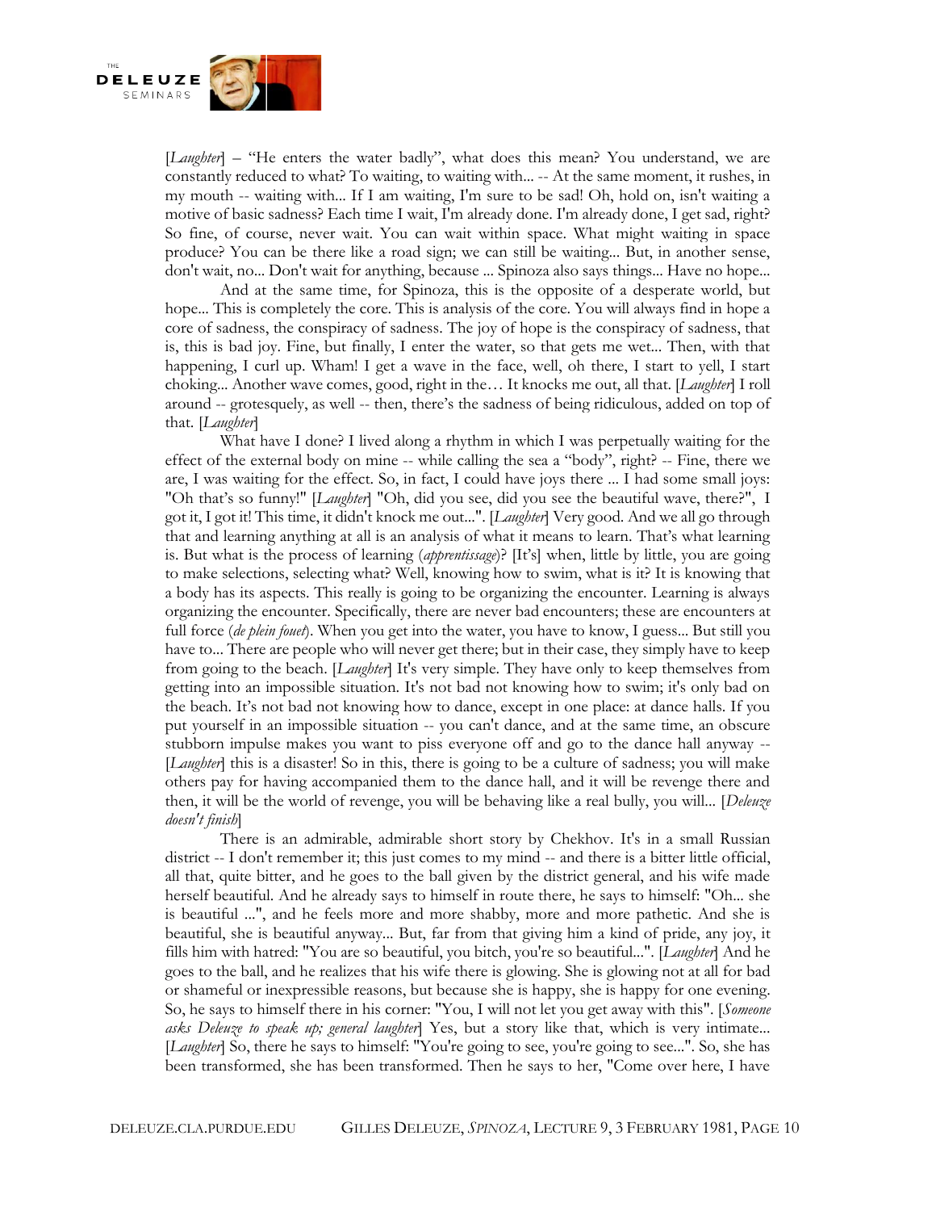[*Laughter*] – "He enters the water badly", what does this mean? You understand, we are constantly reduced to what? To waiting, to waiting with... -- At the same moment, it rushes, in my mouth -- waiting with... If I am waiting, I'm sure to be sad! Oh, hold on, isn't waiting a motive of basic sadness? Each time I wait, I'm already done. I'm already done, I get sad, right? So fine, of course, never wait. You can wait within space. What might waiting in space produce? You can be there like a road sign; we can still be waiting... But, in another sense, don't wait, no... Don't wait for anything, because ... Spinoza also says things... Have no hope...

And at the same time, for Spinoza, this is the opposite of a desperate world, but hope... This is completely the core. This is analysis of the core. You will always find in hope a core of sadness, the conspiracy of sadness. The joy of hope is the conspiracy of sadness, that is, this is bad joy. Fine, but finally, I enter the water, so that gets me wet... Then, with that happening, I curl up. Wham! I get a wave in the face, well, oh there, I start to yell, I start choking... Another wave comes, good, right in the… It knocks me out, all that. [*Laughter*] I roll around -- grotesquely, as well -- then, there's the sadness of being ridiculous, added on top of that. [*Laughter*]

What have I done? I lived along a rhythm in which I was perpetually waiting for the effect of the external body on mine -- while calling the sea a "body", right? -- Fine, there we are, I was waiting for the effect. So, in fact, I could have joys there ... I had some small joys: "Oh that's so funny!" [*Laughter*] "Oh, did you see, did you see the beautiful wave, there?", I got it, I got it! This time, it didn't knock me out...". [*Laughter*] Very good. And we all go through that and learning anything at all is an analysis of what it means to learn. That's what learning is. But what is the process of learning (*apprentissage*)? [It's] when, little by little, you are going to make selections, selecting what? Well, knowing how to swim, what is it? It is knowing that a body has its aspects. This really is going to be organizing the encounter. Learning is always organizing the encounter. Specifically, there are never bad encounters; these are encounters at full force (*de plein fouet*). When you get into the water, you have to know, I guess... But still you have to... There are people who will never get there; but in their case, they simply have to keep from going to the beach. [*Laughter*] It's very simple. They have only to keep themselves from getting into an impossible situation. It's not bad not knowing how to swim; it's only bad on the beach. It's not bad not knowing how to dance, except in one place: at dance halls. If you put yourself in an impossible situation -- you can't dance, and at the same time, an obscure stubborn impulse makes you want to piss everyone off and go to the dance hall anyway -- [*Laughter*] this is a disaster! So in this, there is going to be a culture of sadness; you will make others pay for having accompanied them to the dance hall, and it will be revenge there and then, it will be the world of revenge, you will be behaving like a real bully, you will... [*Deleuze doesn't finish*]

There is an admirable, admirable short story by Chekhov. It's in a small Russian district -- I don't remember it; this just comes to my mind -- and there is a bitter little official, all that, quite bitter, and he goes to the ball given by the district general, and his wife made herself beautiful. And he already says to himself in route there, he says to himself: "Oh... she is beautiful ...", and he feels more and more shabby, more and more pathetic. And she is beautiful, she is beautiful anyway... But, far from that giving him a kind of pride, any joy, it fills him with hatred: "You are so beautiful, you bitch, you're so beautiful...". [*Laughter*] And he goes to the ball, and he realizes that his wife there is glowing. She is glowing not at all for bad or shameful or inexpressible reasons, but because she is happy, she is happy for one evening. So, he says to himself there in his corner: "You, I will not let you get away with this". [*Someone asks Deleuze to speak up; general laughter*] Yes, but a story like that, which is very intimate... [*Laughter*] So, there he says to himself: "You're going to see, you're going to see...". So, she has been transformed, she has been transformed. Then he says to her, "Come over here, I have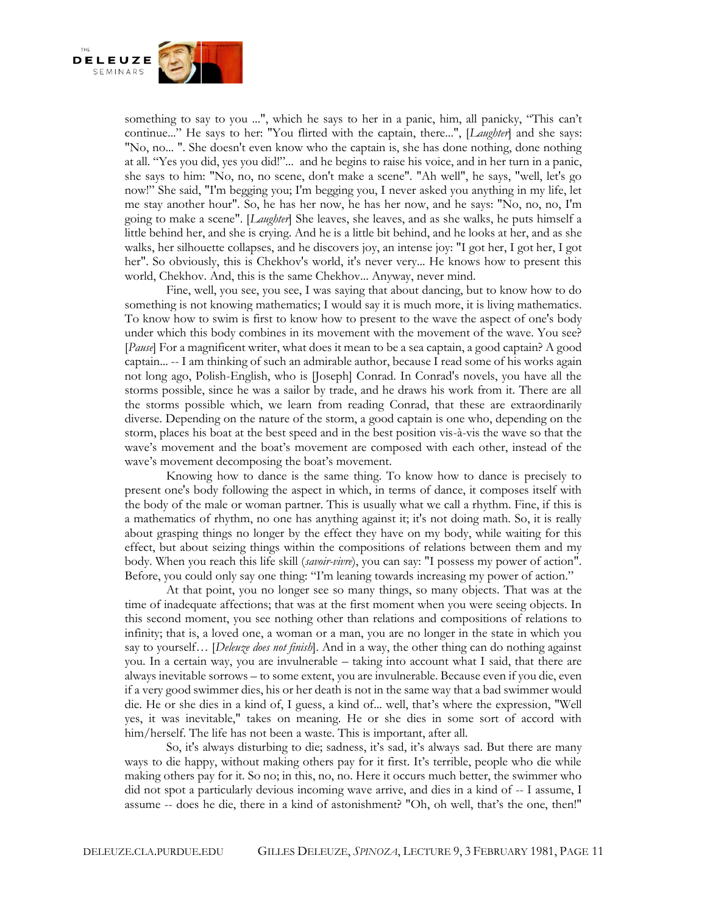something to say to you ...", which he says to her in a panic, him, all panicky, "This can't continue..." He says to her: "You flirted with the captain, there...", [*Laughter*] and she says: "No, no... ". She doesn't even know who the captain is, she has done nothing, done nothing at all. "Yes you did, yes you did!"... and he begins to raise his voice, and in her turn in a panic, she says to him: "No, no, no scene, don't make a scene". "Ah well", he says, "well, let's go now!" She said, "I'm begging you; I'm begging you, I never asked you anything in my life, let me stay another hour". So, he has her now, he has her now, and he says: "No, no, no, I'm going to make a scene". [*Laughter*] She leaves, she leaves, and as she walks, he puts himself a little behind her, and she is crying. And he is a little bit behind, and he looks at her, and as she walks, her silhouette collapses, and he discovers joy, an intense joy: "I got her, I got her, I got her". So obviously, this is Chekhov's world, it's never very... He knows how to present this world, Chekhov. And, this is the same Chekhov... Anyway, never mind.

Fine, well, you see, you see, I was saying that about dancing, but to know how to do something is not knowing mathematics; I would say it is much more, it is living mathematics. To know how to swim is first to know how to present to the wave the aspect of one's body under which this body combines in its movement with the movement of the wave. You see? [*Pause*] For a magnificent writer, what does it mean to be a sea captain, a good captain? A good captain... -- I am thinking of such an admirable author, because I read some of his works again not long ago, Polish-English, who is [Joseph] Conrad. In Conrad's novels, you have all the storms possible, since he was a sailor by trade, and he draws his work from it. There are all the storms possible which, we learn from reading Conrad, that these are extraordinarily diverse. Depending on the nature of the storm, a good captain is one who, depending on the storm, places his boat at the best speed and in the best position vis-à-vis the wave so that the wave's movement and the boat's movement are composed with each other, instead of the wave's movement decomposing the boat's movement.

Knowing how to dance is the same thing. To know how to dance is precisely to present one's body following the aspect in which, in terms of dance, it composes itself with the body of the male or woman partner. This is usually what we call a rhythm. Fine, if this is a mathematics of rhythm, no one has anything against it; it's not doing math. So, it is really about grasping things no longer by the effect they have on my body, while waiting for this effect, but about seizing things within the compositions of relations between them and my body. When you reach this life skill (*savoir-vivre*), you can say: "I possess my power of action". Before, you could only say one thing: "I'm leaning towards increasing my power of action."

At that point, you no longer see so many things, so many objects. That was at the time of inadequate affections; that was at the first moment when you were seeing objects. In this second moment, you see nothing other than relations and compositions of relations to infinity; that is, a loved one, a woman or a man, you are no longer in the state in which you say to yourself… [*Deleuze does not finish*]. And in a way, the other thing can do nothing against you. In a certain way, you are invulnerable – taking into account what I said, that there are always inevitable sorrows – to some extent, you are invulnerable. Because even if you die, even if a very good swimmer dies, his or her death is not in the same way that a bad swimmer would die. He or she dies in a kind of, I guess, a kind of... well, that's where the expression, "Well yes, it was inevitable," takes on meaning. He or she dies in some sort of accord with him/herself. The life has not been a waste. This is important, after all.

So, it's always disturbing to die; sadness, it's sad, it's always sad. But there are many ways to die happy, without making others pay for it first. It's terrible, people who die while making others pay for it. So no; in this, no, no. Here it occurs much better, the swimmer who did not spot a particularly devious incoming wave arrive, and dies in a kind of -- I assume, I assume -- does he die, there in a kind of astonishment? "Oh, oh well, that's the one, then!"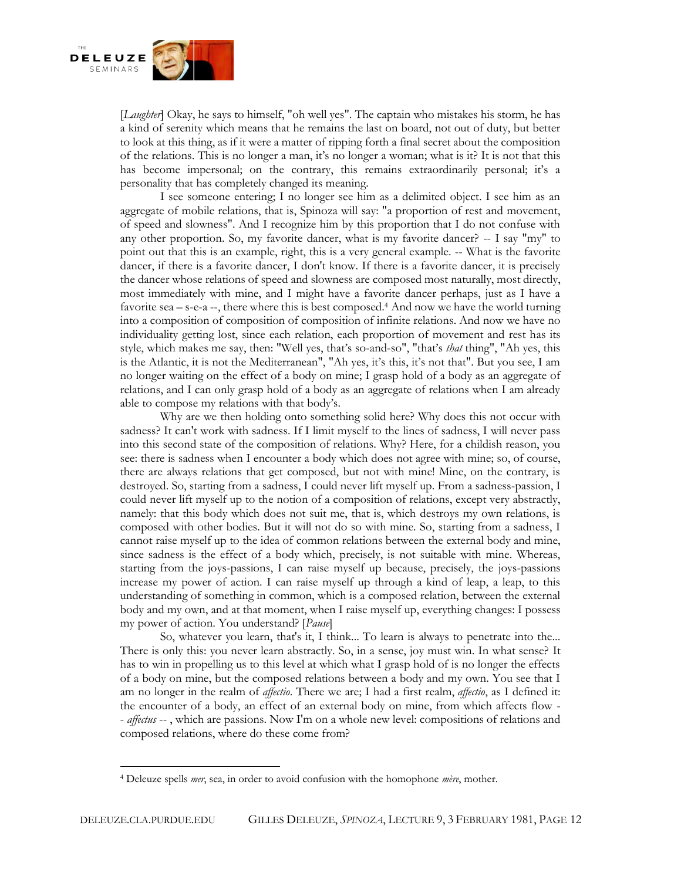[*Laughter*] Okay, he says to himself, "oh well yes". The captain who mistakes his storm, he has a kind of serenity which means that he remains the last on board, not out of duty, but better to look at this thing, as if it were a matter of ripping forth a final secret about the composition of the relations. This is no longer a man, it's no longer a woman; what is it? It is not that this has become impersonal; on the contrary, this remains extraordinarily personal; it's a personality that has completely changed its meaning.

I see someone entering; I no longer see him as a delimited object. I see him as an aggregate of mobile relations, that is, Spinoza will say: "a proportion of rest and movement, of speed and slowness". And I recognize him by this proportion that I do not confuse with any other proportion. So, my favorite dancer, what is my favorite dancer? -- I say "my" to point out that this is an example, right, this is a very general example. -- What is the favorite dancer, if there is a favorite dancer, I don't know. If there is a favorite dancer, it is precisely the dancer whose relations of speed and slowness are composed most naturally, most directly, most immediately with mine, and I might have a favorite dancer perhaps, just as I have a favorite sea – s-e-a --, there where this is best composed.[4] And now we have the world turning into a composition of composition of composition of infinite relations. And now we have no individuality getting lost, since each relation, each proportion of movement and rest has its style, which makes me say, then: "Well yes, that's so-and-so", "that's *that* thing", "Ah yes, this is the Atlantic, it is not the Mediterranean", "Ah yes, it's this, it's not that". But you see, I am no longer waiting on the effect of a body on mine; I grasp hold of a body as an aggregate of relations, and I can only grasp hold of a body as an aggregate of relations when I am already able to compose my relations with that body's.

Why are we then holding onto something solid here? Why does this not occur with sadness? It can't work with sadness. If I limit myself to the lines of sadness, I will never pass into this second state of the composition of relations. Why? Here, for a childish reason, you see: there is sadness when I encounter a body which does not agree with mine; so, of course, there are always relations that get composed, but not with mine! Mine, on the contrary, is destroyed. So, starting from a sadness, I could never lift myself up. From a sadness-passion, I could never lift myself up to the notion of a composition of relations, except very abstractly, namely: that this body which does not suit me, that is, which destroys my own relations, is composed with other bodies. But it will not do so with mine. So, starting from a sadness, I cannot raise myself up to the idea of common relations between the external body and mine, since sadness is the effect of a body which, precisely, is not suitable with mine. Whereas, starting from the joys-passions, I can raise myself up because, precisely, the joys-passions increase my power of action. I can raise myself up through a kind of leap, a leap, to this understanding of something in common, which is a composed relation, between the external body and my own, and at that moment, when I raise myself up, everything changes: I possess my power of action. You understand? [*Pause*]

So, whatever you learn, that's it, I think... To learn is always to penetrate into the... There is only this: you never learn abstractly. So, in a sense, joy must win. In what sense? It has to win in propelling us to this level at which what I grasp hold of is no longer the effects of a body on mine, but the composed relations between a body and my own. You see that I am no longer in the realm of *affectio*. There we are; I had a first realm, *affectio*, as I defined it: the encounter of a body, an effect of an external body on mine, from which affects flow -- *affectus* -- , which are passions. Now I'm on a whole new level: compositions of relations and composed relations, where do these come from?

---

[4] Deleuze spells *mer*, sea, in order to avoid confusion with the homophone *mère*, mother.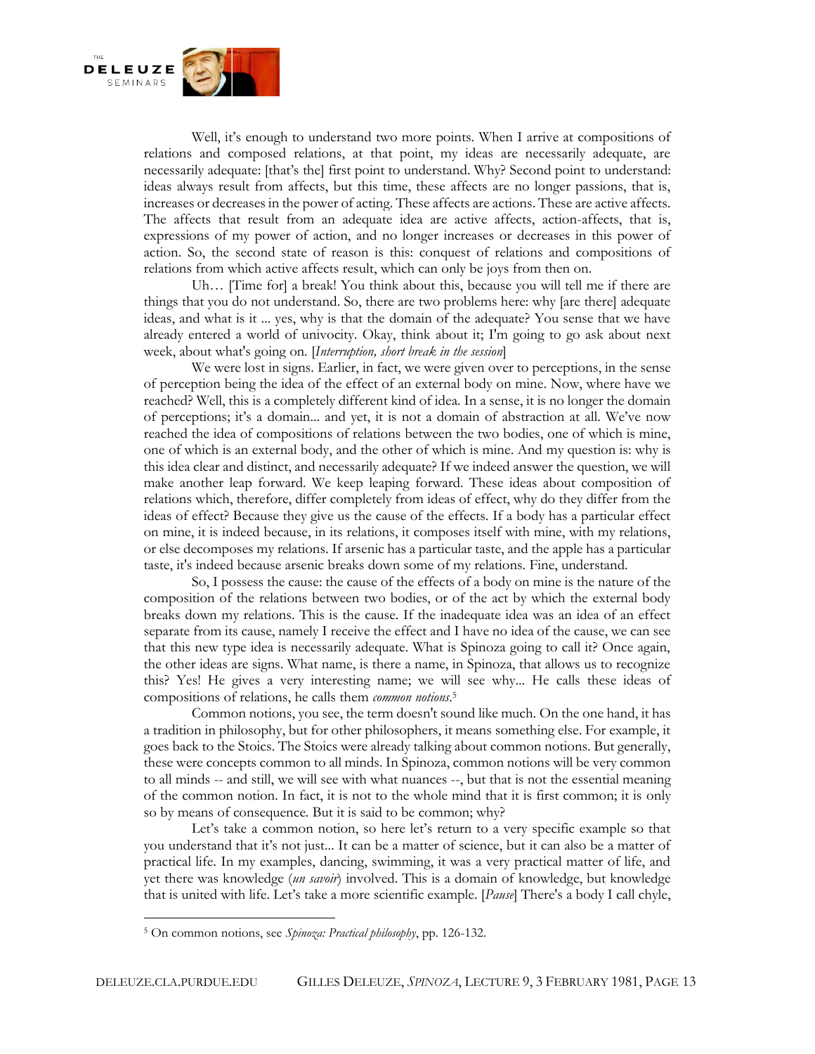Well, it's enough to understand two more points. When I arrive at compositions of relations and composed relations, at that point, my ideas are necessarily adequate, are necessarily adequate: [that's the] first point to understand. Why? Second point to understand: ideas always result from affects, but this time, these affects are no longer passions, that is, increases or decreases in the power of acting. These affects are actions. These are active affects. The affects that result from an adequate idea are active affects, action-affects, that is, expressions of my power of action, and no longer increases or decreases in this power of action. So, the second state of reason is this: conquest of relations and compositions of relations from which active affects result, which can only be joys from then on.

Uh… [Time for] a break! You think about this, because you will tell me if there are things that you do not understand. So, there are two problems here: why [are there] adequate ideas, and what is it ... yes, why is that the domain of the adequate? You sense that we have already entered a world of univocity. Okay, think about it; I'm going to go ask about next week, about what's going on. [*Interruption, short break in the session*]

We were lost in signs. Earlier, in fact, we were given over to perceptions, in the sense of perception being the idea of the effect of an external body on mine. Now, where have we reached? Well, this is a completely different kind of idea. In a sense, it is no longer the domain of perceptions; it's a domain... and yet, it is not a domain of abstraction at all. We've now reached the idea of compositions of relations between the two bodies, one of which is mine, one of which is an external body, and the other of which is mine. And my question is: why is this idea clear and distinct, and necessarily adequate? If we indeed answer the question, we will make another leap forward. We keep leaping forward. These ideas about composition of relations which, therefore, differ completely from ideas of effect, why do they differ from the ideas of effect? Because they give us the cause of the effects. If a body has a particular effect on mine, it is indeed because, in its relations, it composes itself with mine, with my relations, or else decomposes my relations. If arsenic has a particular taste, and the apple has a particular taste, it's indeed because arsenic breaks down some of my relations. Fine, understand.

So, I possess the cause: the cause of the effects of a body on mine is the nature of the composition of the relations between two bodies, or of the act by which the external body breaks down my relations. This is the cause. If the inadequate idea was an idea of an effect separate from its cause, namely I receive the effect and I have no idea of the cause, we can see that this new type idea is necessarily adequate. What is Spinoza going to call it? Once again, the other ideas are signs. What name, is there a name, in Spinoza, that allows us to recognize this? Yes! He gives a very interesting name; we will see why... He calls these ideas of compositions of relations, he calls them *common notions*.[5]

Common notions, you see, the term doesn't sound like much. On the one hand, it has a tradition in philosophy, but for other philosophers, it means something else. For example, it goes back to the Stoics. The Stoics were already talking about common notions. But generally, these were concepts common to all minds. In Spinoza, common notions will be very common to all minds -- and still, we will see with what nuances --, but that is not the essential meaning of the common notion. In fact, it is not to the whole mind that it is first common; it is only so by means of consequence. But it is said to be common; why?

Let's take a common notion, so here let's return to a very specific example so that you understand that it's not just... It can be a matter of science, but it can also be a matter of practical life. In my examples, dancing, swimming, it was a very practical matter of life, and yet there was knowledge (*un savoir*) involved. This is a domain of knowledge, but knowledge that is united with life. Let's take a more scientific example. [*Pause*] There's a body I call chyle,

---

[5] On common notions, see *Spinoza: Practical philosophy*, pp. 126-132.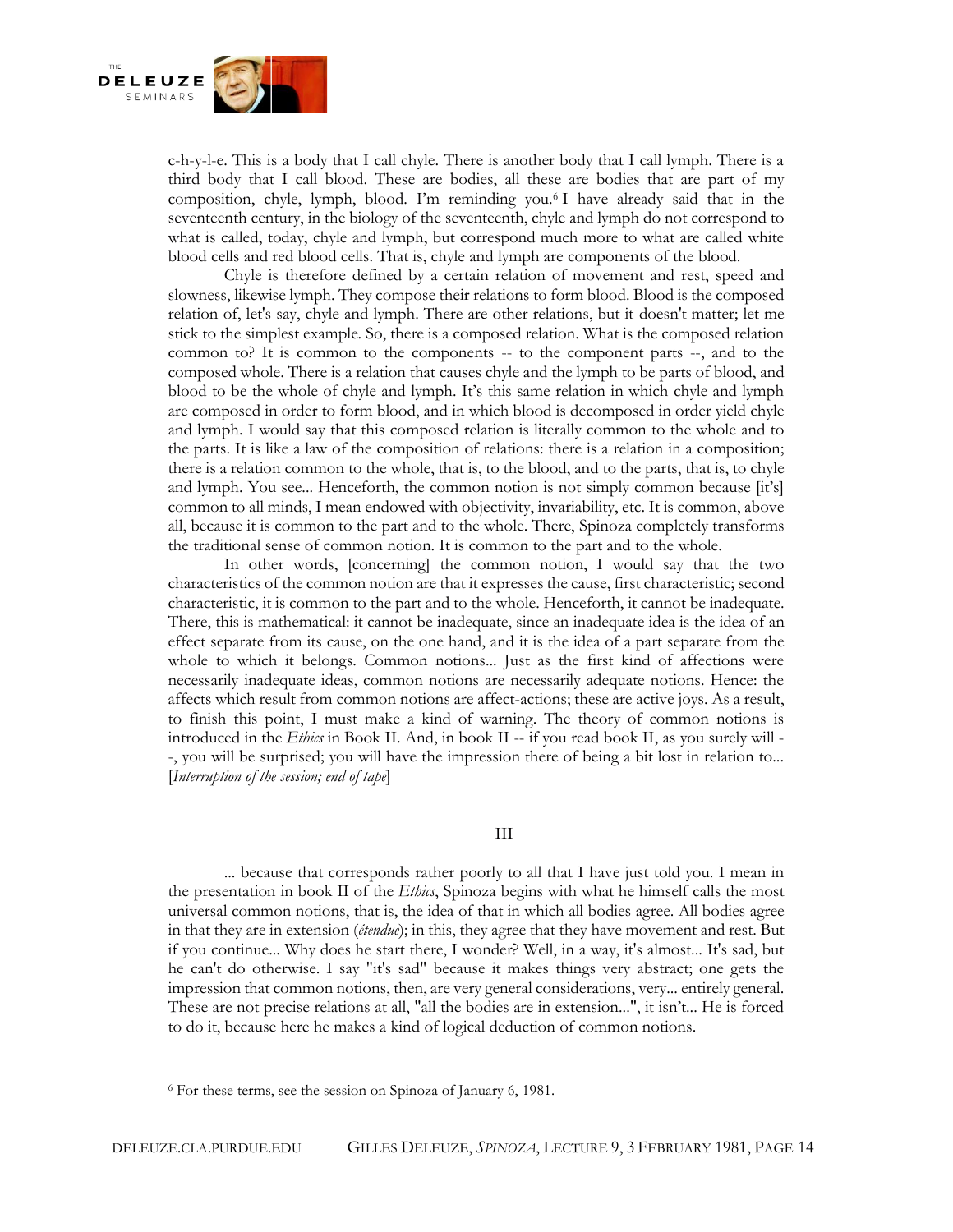c-h-y-l-e. This is a body that I call chyle. There is another body that I call lymph. There is a third body that I call blood. These are bodies, all these are bodies that are part of my composition, chyle, lymph, blood. I'm reminding you.[6] I have already said that in the seventeenth century, in the biology of the seventeenth, chyle and lymph do not correspond to what is called, today, chyle and lymph, but correspond much more to what are called white blood cells and red blood cells. That is, chyle and lymph are components of the blood.

Chyle is therefore defined by a certain relation of movement and rest, speed and slowness, likewise lymph. They compose their relations to form blood. Blood is the composed relation of, let's say, chyle and lymph. There are other relations, but it doesn't matter; let me stick to the simplest example. So, there is a composed relation. What is the composed relation common to? It is common to the components -- to the component parts --, and to the composed whole. There is a relation that causes chyle and the lymph to be parts of blood, and blood to be the whole of chyle and lymph. It's this same relation in which chyle and lymph are composed in order to form blood, and in which blood is decomposed in order yield chyle and lymph. I would say that this composed relation is literally common to the whole and to the parts. It is like a law of the composition of relations: there is a relation in a composition; there is a relation common to the whole, that is, to the blood, and to the parts, that is, to chyle and lymph. You see... Henceforth, the common notion is not simply common because [it's] common to all minds, I mean endowed with objectivity, invariability, etc. It is common, above all, because it is common to the part and to the whole. There, Spinoza completely transforms the traditional sense of common notion. It is common to the part and to the whole.

In other words, [concerning] the common notion, I would say that the two characteristics of the common notion are that it expresses the cause, first characteristic; second characteristic, it is common to the part and to the whole. Henceforth, it cannot be inadequate. There, this is mathematical: it cannot be inadequate, since an inadequate idea is the idea of an effect separate from its cause, on the one hand, and it is the idea of a part separate from the whole to which it belongs. Common notions... Just as the first kind of affections were necessarily inadequate ideas, common notions are necessarily adequate notions. Hence: the affects which result from common notions are affect-actions; these are active joys. As a result, to finish this point, I must make a kind of warning. The theory of common notions is introduced in the *Ethics* in Book II. And, in book II -- if you read book II, as you surely will --, you will be surprised; you will have the impression there of being a bit lost in relation to... [*Interruption of the session; end of tape*]

III

... because that corresponds rather poorly to all that I have just told you. I mean in the presentation in book II of the *Ethics*, Spinoza begins with what he himself calls the most universal common notions, that is, the idea of that in which all bodies agree. All bodies agree in that they are in extension (*étendue*); in this, they agree that they have movement and rest. But if you continue... Why does he start there, I wonder? Well, in a way, it's almost... It's sad, but he can't do otherwise. I say "it's sad" because it makes things very abstract; one gets the impression that common notions, then, are very general considerations, very... entirely general. These are not precise relations at all, "all the bodies are in extension...", it isn't... He is forced to do it, because here he makes a kind of logical deduction of common notions.

[6] For these terms, see the session on Spinoza of January 6, 1981.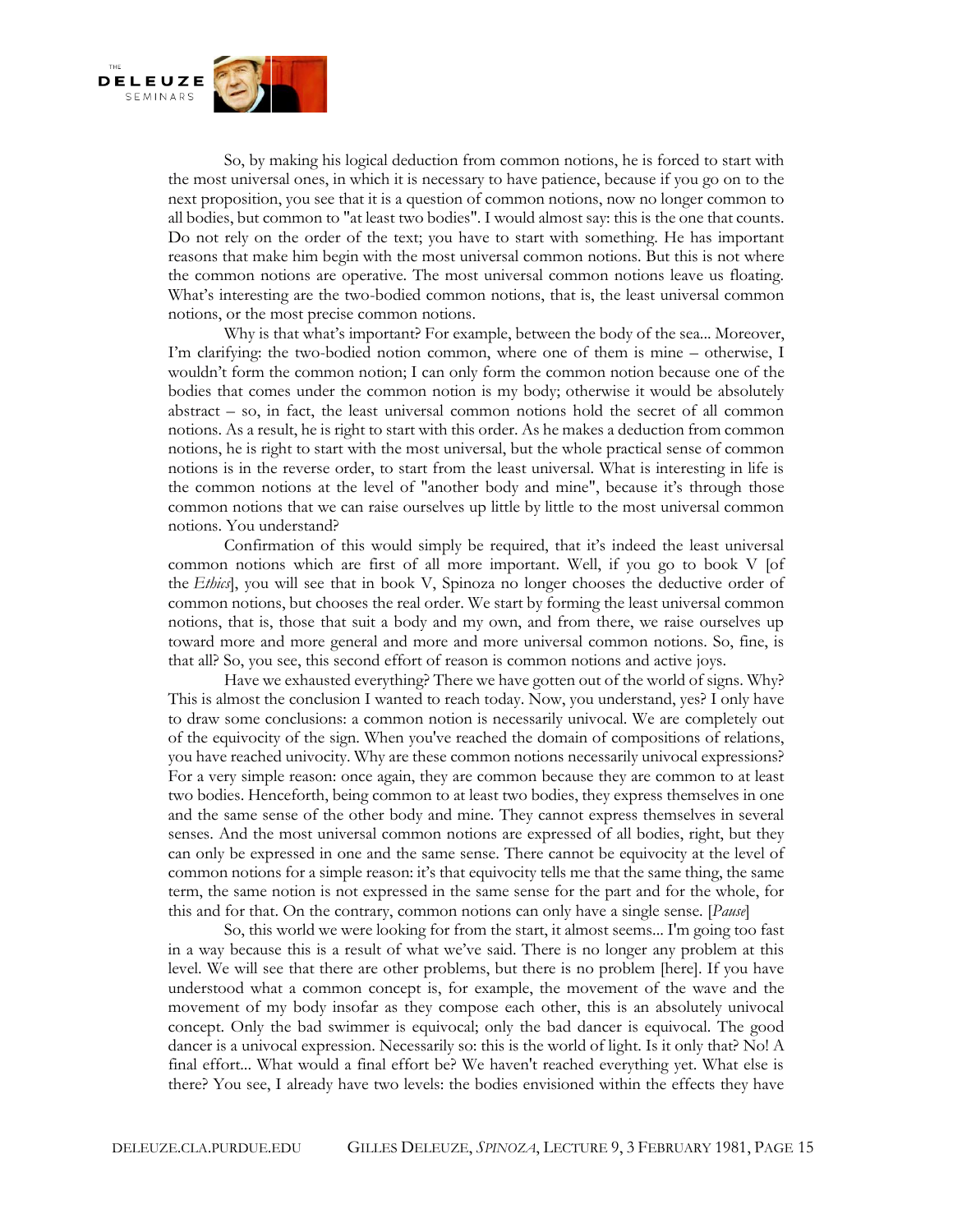So, by making his logical deduction from common notions, he is forced to start with the most universal ones, in which it is necessary to have patience, because if you go on to the next proposition, you see that it is a question of common notions, now no longer common to all bodies, but common to "at least two bodies". I would almost say: this is the one that counts. Do not rely on the order of the text; you have to start with something. He has important reasons that make him begin with the most universal common notions. But this is not where the common notions are operative. The most universal common notions leave us floating. What's interesting are the two-bodied common notions, that is, the least universal common notions, or the most precise common notions.

Why is that what's important? For example, between the body of the sea... Moreover, I'm clarifying: the two-bodied notion common, where one of them is mine – otherwise, I wouldn't form the common notion; I can only form the common notion because one of the bodies that comes under the common notion is my body; otherwise it would be absolutely abstract – so, in fact, the least universal common notions hold the secret of all common notions. As a result, he is right to start with this order. As he makes a deduction from common notions, he is right to start with the most universal, but the whole practical sense of common notions is in the reverse order, to start from the least universal. What is interesting in life is the common notions at the level of "another body and mine", because it's through those common notions that we can raise ourselves up little by little to the most universal common notions. You understand?

Confirmation of this would simply be required, that it's indeed the least universal common notions which are first of all more important. Well, if you go to book V [of the *Ethics*], you will see that in book V, Spinoza no longer chooses the deductive order of common notions, but chooses the real order. We start by forming the least universal common notions, that is, those that suit a body and my own, and from there, we raise ourselves up toward more and more general and more and more universal common notions. So, fine, is that all? So, you see, this second effort of reason is common notions and active joys.

Have we exhausted everything? There we have gotten out of the world of signs. Why? This is almost the conclusion I wanted to reach today. Now, you understand, yes? I only have to draw some conclusions: a common notion is necessarily univocal. We are completely out of the equivocity of the sign. When you've reached the domain of compositions of relations, you have reached univocity. Why are these common notions necessarily univocal expressions? For a very simple reason: once again, they are common because they are common to at least two bodies. Henceforth, being common to at least two bodies, they express themselves in one and the same sense of the other body and mine. They cannot express themselves in several senses. And the most universal common notions are expressed of all bodies, right, but they can only be expressed in one and the same sense. There cannot be equivocity at the level of common notions for a simple reason: it's that equivocity tells me that the same thing, the same term, the same notion is not expressed in the same sense for the part and for the whole, for this and for that. On the contrary, common notions can only have a single sense. [*Pause*]

So, this world we were looking for from the start, it almost seems... I'm going too fast in a way because this is a result of what we've said. There is no longer any problem at this level. We will see that there are other problems, but there is no problem [here]. If you have understood what a common concept is, for example, the movement of the wave and the movement of my body insofar as they compose each other, this is an absolutely univocal concept. Only the bad swimmer is equivocal; only the bad dancer is equivocal. The good dancer is a univocal expression. Necessarily so: this is the world of light. Is it only that? No! A final effort... What would a final effort be? We haven't reached everything yet. What else is there? You see, I already have two levels: the bodies envisioned within the effects they have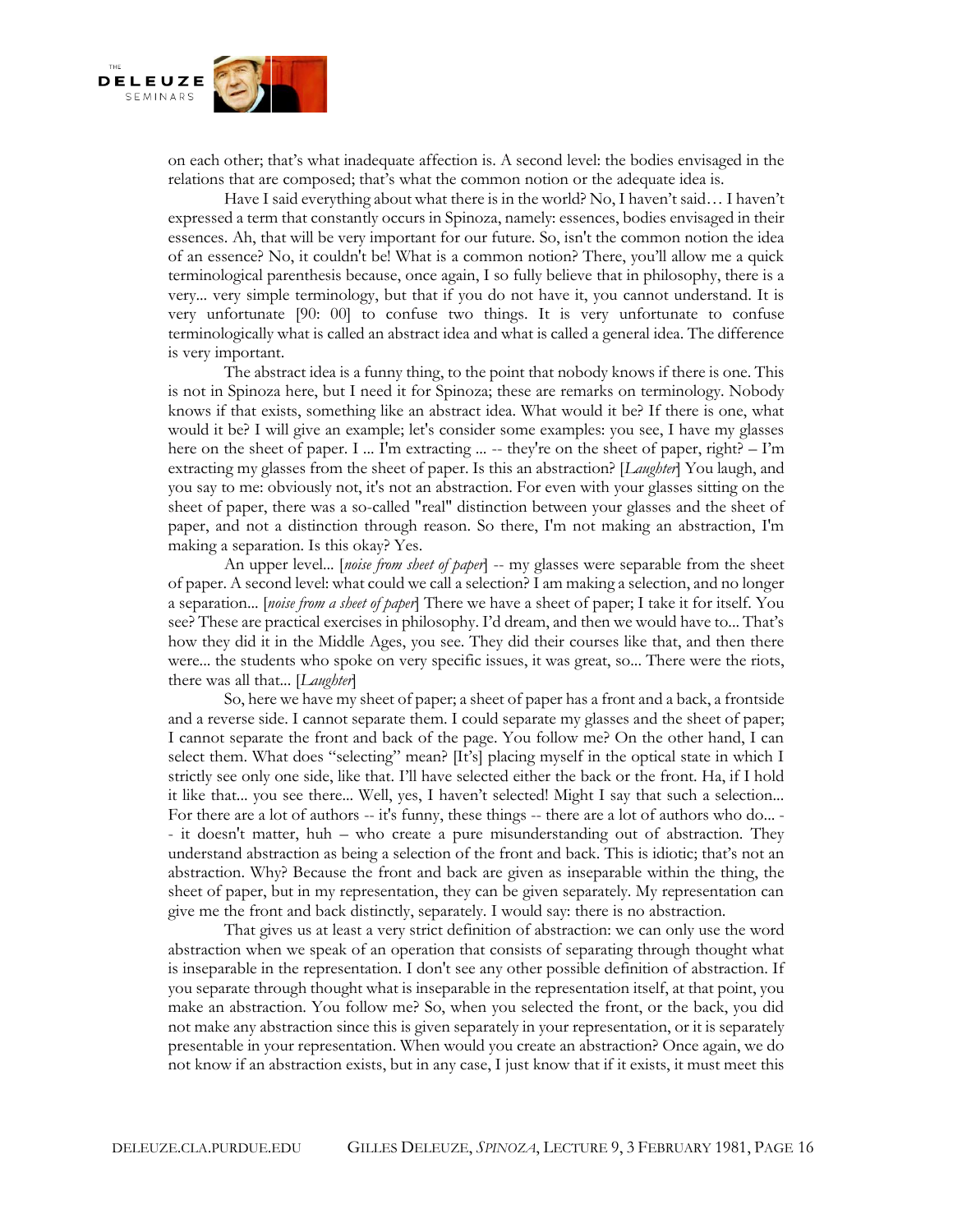on each other; that's what inadequate affection is. A second level: the bodies envisaged in the relations that are composed; that's what the common notion or the adequate idea is.

Have I said everything about what there is in the world? No, I haven't said… I haven't expressed a term that constantly occurs in Spinoza, namely: essences, bodies envisaged in their essences. Ah, that will be very important for our future. So, isn't the common notion the idea of an essence? No, it couldn't be! What is a common notion? There, you'll allow me a quick terminological parenthesis because, once again, I so fully believe that in philosophy, there is a very... very simple terminology, but that if you do not have it, you cannot understand. It is very unfortunate [90: 00] to confuse two things. It is very unfortunate to confuse terminologically what is called an abstract idea and what is called a general idea. The difference is very important.

The abstract idea is a funny thing, to the point that nobody knows if there is one. This is not in Spinoza here, but I need it for Spinoza; these are remarks on terminology. Nobody knows if that exists, something like an abstract idea. What would it be? If there is one, what would it be? I will give an example; let's consider some examples: you see, I have my glasses here on the sheet of paper. I ... I'm extracting ... -- they're on the sheet of paper, right? – I'm extracting my glasses from the sheet of paper. Is this an abstraction? [*Laughter*] You laugh, and you say to me: obviously not, it's not an abstraction. For even with your glasses sitting on the sheet of paper, there was a so-called "real" distinction between your glasses and the sheet of paper, and not a distinction through reason. So there, I'm not making an abstraction, I'm making a separation. Is this okay? Yes.

An upper level... [*noise from sheet of paper*] -- my glasses were separable from the sheet of paper. A second level: what could we call a selection? I am making a selection, and no longer a separation... [*noise from a sheet of paper*] There we have a sheet of paper; I take it for itself. You see? These are practical exercises in philosophy. I'd dream, and then we would have to... That's how they did it in the Middle Ages, you see. They did their courses like that, and then there were... the students who spoke on very specific issues, it was great, so... There were the riots, there was all that... [*Laughter*]

So, here we have my sheet of paper; a sheet of paper has a front and a back, a frontside and a reverse side. I cannot separate them. I could separate my glasses and the sheet of paper; I cannot separate the front and back of the page. You follow me? On the other hand, I can select them. What does "selecting" mean? [It's] placing myself in the optical state in which I strictly see only one side, like that. I'll have selected either the back or the front. Ha, if I hold it like that... you see there... Well, yes, I haven't selected! Might I say that such a selection... For there are a lot of authors -- it's funny, these things -- there are a lot of authors who do... -- it doesn't matter, huh – who create a pure misunderstanding out of abstraction. They understand abstraction as being a selection of the front and back. This is idiotic; that's not an abstraction. Why? Because the front and back are given as inseparable within the thing, the sheet of paper, but in my representation, they can be given separately. My representation can give me the front and back distinctly, separately. I would say: there is no abstraction.

That gives us at least a very strict definition of abstraction: we can only use the word abstraction when we speak of an operation that consists of separating through thought what is inseparable in the representation. I don't see any other possible definition of abstraction. If you separate through thought what is inseparable in the representation itself, at that point, you make an abstraction. You follow me? So, when you selected the front, or the back, you did not make any abstraction since this is given separately in your representation, or it is separately presentable in your representation. When would you create an abstraction? Once again, we do not know if an abstraction exists, but in any case, I just know that if it exists, it must meet this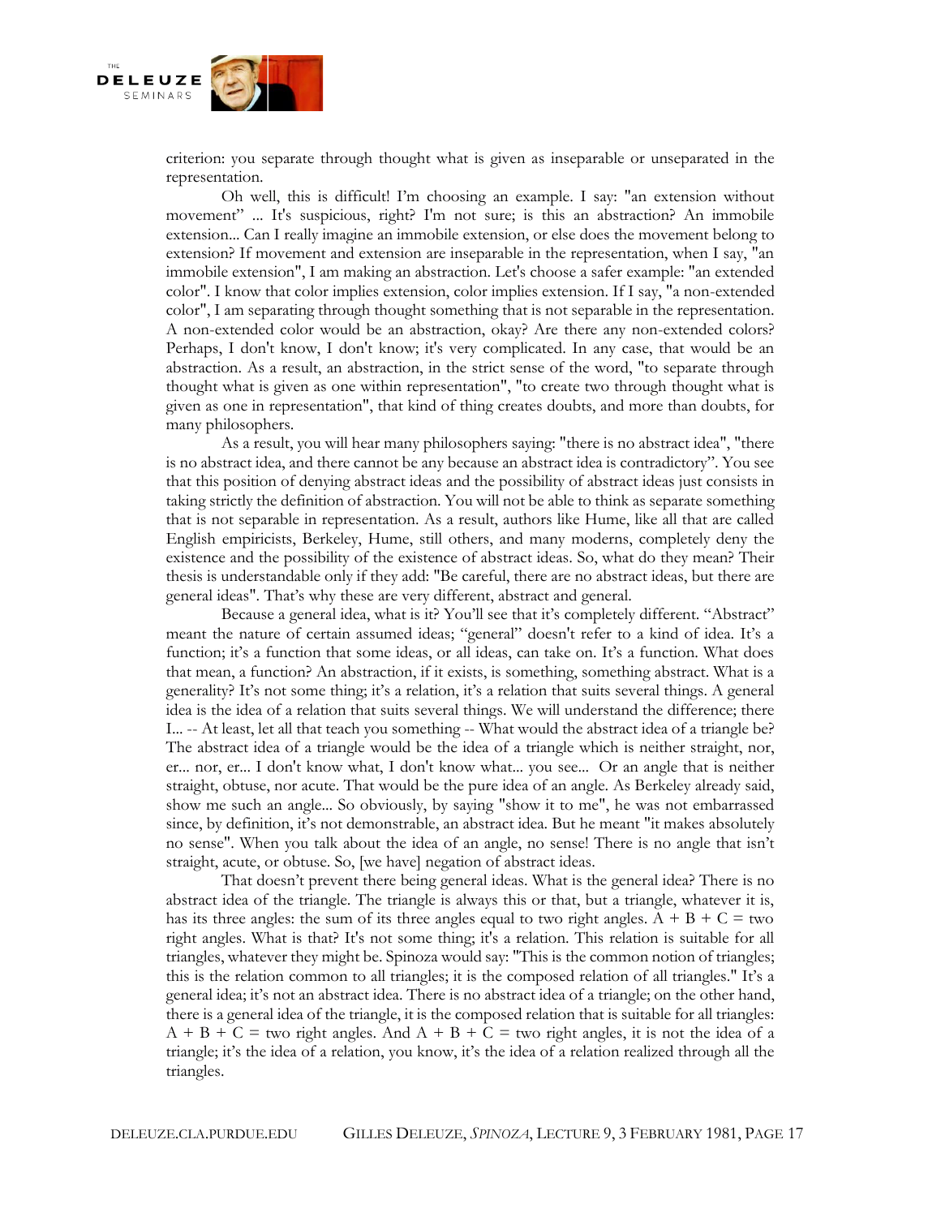criterion: you separate through thought what is given as inseparable or unseparated in the representation.

Oh well, this is difficult! I'm choosing an example. I say: "an extension without movement" ... It's suspicious, right? I'm not sure; is this an abstraction? An immobile extension... Can I really imagine an immobile extension, or else does the movement belong to extension? If movement and extension are inseparable in the representation, when I say, "an immobile extension", I am making an abstraction. Let's choose a safer example: "an extended color". I know that color implies extension, color implies extension. If I say, "a non-extended color", I am separating through thought something that is not separable in the representation. A non-extended color would be an abstraction, okay? Are there any non-extended colors? Perhaps, I don't know, I don't know; it's very complicated. In any case, that would be an abstraction. As a result, an abstraction, in the strict sense of the word, "to separate through thought what is given as one within representation", "to create two through thought what is given as one in representation", that kind of thing creates doubts, and more than doubts, for many philosophers.

As a result, you will hear many philosophers saying: "there is no abstract idea", "there is no abstract idea, and there cannot be any because an abstract idea is contradictory". You see that this position of denying abstract ideas and the possibility of abstract ideas just consists in taking strictly the definition of abstraction. You will not be able to think as separate something that is not separable in representation. As a result, authors like Hume, like all that are called English empiricists, Berkeley, Hume, still others, and many moderns, completely deny the existence and the possibility of the existence of abstract ideas. So, what do they mean? Their thesis is understandable only if they add: "Be careful, there are no abstract ideas, but there are general ideas". That's why these are very different, abstract and general.

Because a general idea, what is it? You'll see that it's completely different. "Abstract" meant the nature of certain assumed ideas; "general" doesn't refer to a kind of idea. It's a function; it's a function that some ideas, or all ideas, can take on. It's a function. What does that mean, a function? An abstraction, if it exists, is something, something abstract. What is a generality? It's not some thing; it's a relation, it's a relation that suits several things. A general idea is the idea of a relation that suits several things. We will understand the difference; there I... -- At least, let all that teach you something -- What would the abstract idea of a triangle be? The abstract idea of a triangle would be the idea of a triangle which is neither straight, nor, er... nor, er... I don't know what, I don't know what... you see... Or an angle that is neither straight, obtuse, nor acute. That would be the pure idea of an angle. As Berkeley already said, show me such an angle... So obviously, by saying "show it to me", he was not embarrassed since, by definition, it's not demonstrable, an abstract idea. But he meant "it makes absolutely no sense". When you talk about the idea of an angle, no sense! There is no angle that isn't straight, acute, or obtuse. So, [we have] negation of abstract ideas.

That doesn't prevent there being general ideas. What is the general idea? There is no abstract idea of the triangle. The triangle is always this or that, but a triangle, whatever it is, has its three angles: the sum of its three angles equal to two right angles. $A + B + C$ = two right angles. What is that? It's not some thing; it's a relation. This relation is suitable for all triangles, whatever they might be. Spinoza would say: "This is the common notion of triangles; this is the relation common to all triangles; it is the composed relation of all triangles." It's a general idea; it's not an abstract idea. There is no abstract idea of a triangle; on the other hand, there is a general idea of the triangle, it is the composed relation that is suitable for all triangles: $A + B + C$ = two right angles. And $A + B + C$ = two right angles, it is not the idea of a triangle; it's the idea of a relation, you know, it's the idea of a relation realized through all the triangles.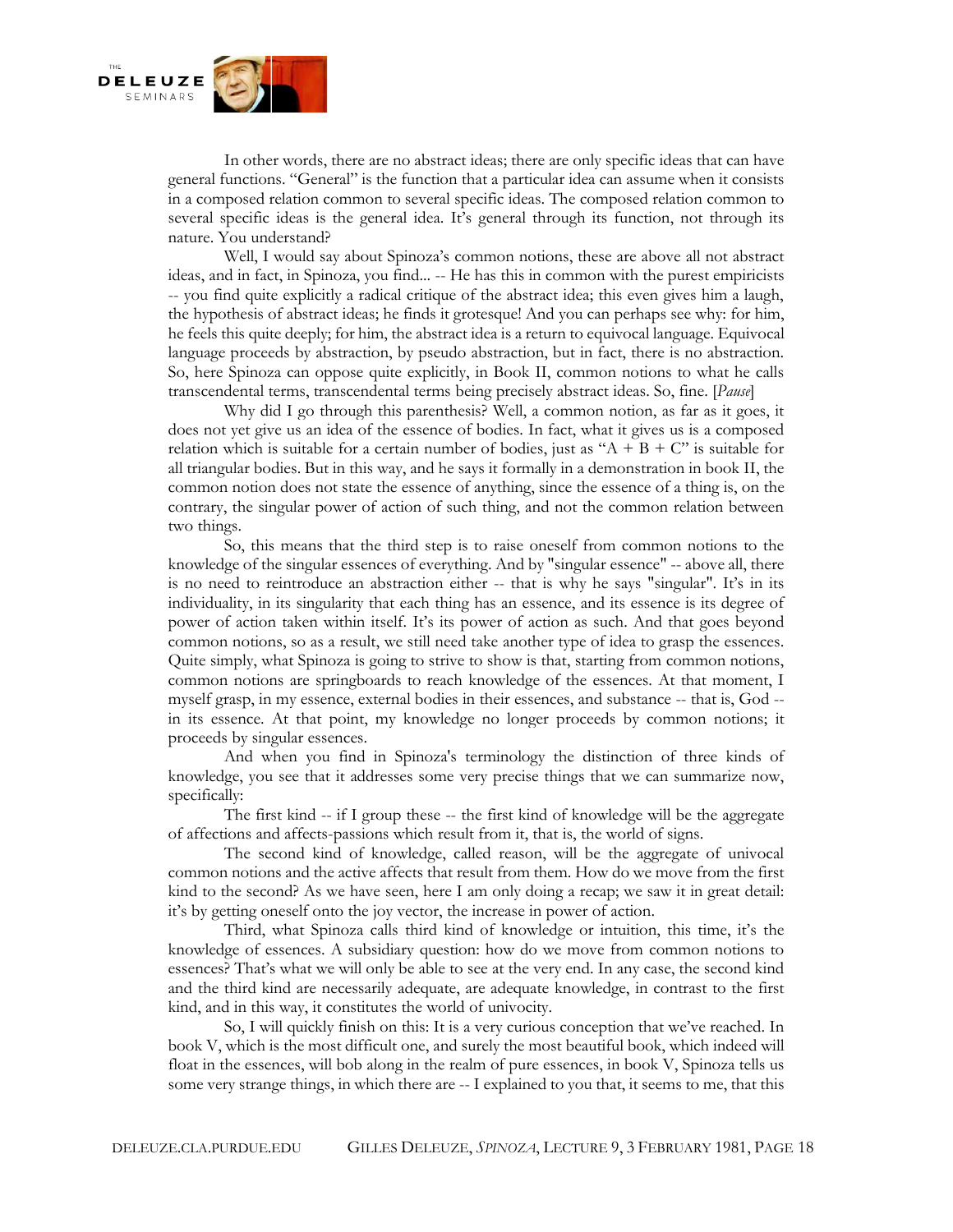In other words, there are no abstract ideas; there are only specific ideas that can have general functions. "General" is the function that a particular idea can assume when it consists in a composed relation common to several specific ideas. The composed relation common to several specific ideas is the general idea. It's general through its function, not through its nature. You understand?

Well, I would say about Spinoza's common notions, these are above all not abstract ideas, and in fact, in Spinoza, you find... -- He has this in common with the purest empiricists -- you find quite explicitly a radical critique of the abstract idea; this even gives him a laugh, the hypothesis of abstract ideas; he finds it grotesque! And you can perhaps see why: for him, he feels this quite deeply; for him, the abstract idea is a return to equivocal language. Equivocal language proceeds by abstraction, by pseudo abstraction, but in fact, there is no abstraction. So, here Spinoza can oppose quite explicitly, in Book II, common notions to what he calls transcendental terms, transcendental terms being precisely abstract ideas. So, fine. [*Pause*]

Why did I go through this parenthesis? Well, a common notion, as far as it goes, it does not yet give us an idea of the essence of bodies. In fact, what it gives us is a composed relation which is suitable for a certain number of bodies, just as "A + B + C" is suitable for all triangular bodies. But in this way, and he says it formally in a demonstration in book II, the common notion does not state the essence of anything, since the essence of a thing is, on the contrary, the singular power of action of such thing, and not the common relation between two things.

So, this means that the third step is to raise oneself from common notions to the knowledge of the singular essences of everything. And by "singular essence" -- above all, there is no need to reintroduce an abstraction either -- that is why he says "singular". It's in its individuality, in its singularity that each thing has an essence, and its essence is its degree of power of action taken within itself. It's its power of action as such. And that goes beyond common notions, so as a result, we still need take another type of idea to grasp the essences. Quite simply, what Spinoza is going to strive to show is that, starting from common notions, common notions are springboards to reach knowledge of the essences. At that moment, I myself grasp, in my essence, external bodies in their essences, and substance -- that is, God -- in its essence. At that point, my knowledge no longer proceeds by common notions; it proceeds by singular essences.

And when you find in Spinoza's terminology the distinction of three kinds of knowledge, you see that it addresses some very precise things that we can summarize now, specifically:

The first kind -- if I group these -- the first kind of knowledge will be the aggregate of affections and affects-passions which result from it, that is, the world of signs.

The second kind of knowledge, called reason, will be the aggregate of univocal common notions and the active affects that result from them. How do we move from the first kind to the second? As we have seen, here I am only doing a recap; we saw it in great detail: it's by getting oneself onto the joy vector, the increase in power of action.

Third, what Spinoza calls third kind of knowledge or intuition, this time, it's the knowledge of essences. A subsidiary question: how do we move from common notions to essences? That's what we will only be able to see at the very end. In any case, the second kind and the third kind are necessarily adequate, are adequate knowledge, in contrast to the first kind, and in this way, it constitutes the world of univocity.

So, I will quickly finish on this: It is a very curious conception that we've reached. In book V, which is the most difficult one, and surely the most beautiful book, which indeed will float in the essences, will bob along in the realm of pure essences, in book V, Spinoza tells us some very strange things, in which there are -- I explained to you that, it seems to me, that this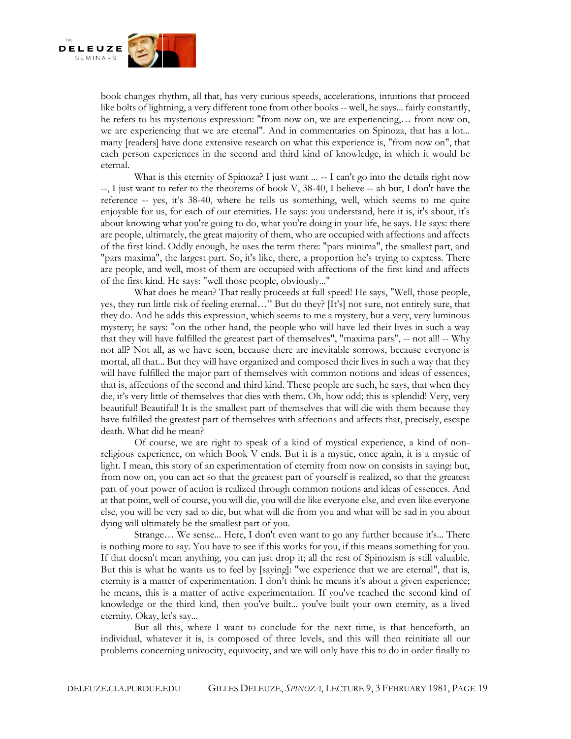book changes rhythm, all that, has very curious speeds, accelerations, intuitions that proceed like bolts of lightning, a very different tone from other books -- well, he says... fairly constantly, he refers to his mysterious expression: "from now on, we are experiencing,… from now on, we are experiencing that we are eternal". And in commentaries on Spinoza, that has a lot... many [readers] have done extensive research on what this experience is, "from now on", that each person experiences in the second and third kind of knowledge, in which it would be eternal.

What is this eternity of Spinoza? I just want ... -- I can't go into the details right now --, I just want to refer to the theorems of book V, 38-40, I believe -- ah but, I don't have the reference -- yes, it's 38-40, where he tells us something, well, which seems to me quite enjoyable for us, for each of our eternities. He says: you understand, here it is, it's about, it's about knowing what you're going to do, what you're doing in your life, he says. He says: there are people, ultimately, the great majority of them, who are occupied with affections and affects of the first kind. Oddly enough, he uses the term there: "pars minima", the smallest part, and "pars maxima", the largest part. So, it's like, there, a proportion he's trying to express. There are people, and well, most of them are occupied with affections of the first kind and affects of the first kind. He says: "well those people, obviously..."

What does he mean? That really proceeds at full speed! He says, "Well, those people, yes, they run little risk of feeling eternal…" But do they? [It's] not sure, not entirely sure, that they do. And he adds this expression, which seems to me a mystery, but a very, very luminous mystery; he says: "on the other hand, the people who will have led their lives in such a way that they will have fulfilled the greatest part of themselves", "maxima pars", -- not all! -- Why not all? Not all, as we have seen, because there are inevitable sorrows, because everyone is mortal, all that... But they will have organized and composed their lives in such a way that they will have fulfilled the major part of themselves with common notions and ideas of essences, that is, affections of the second and third kind. These people are such, he says, that when they die, it's very little of themselves that dies with them. Oh, how odd; this is splendid! Very, very beautiful! Beautiful! It is the smallest part of themselves that will die with them because they have fulfilled the greatest part of themselves with affections and affects that, precisely, escape death. What did he mean?

Of course, we are right to speak of a kind of mystical experience, a kind of non-religious experience, on which Book V ends. But it is a mystic, once again, it is a mystic of light. I mean, this story of an experimentation of eternity from now on consists in saying: but, from now on, you can act so that the greatest part of yourself is realized, so that the greatest part of your power of action is realized through common notions and ideas of essences. And at that point, well of course, you will die, you will die like everyone else, and even like everyone else, you will be very sad to die, but what will die from you and what will be sad in you about dying will ultimately be the smallest part of you.

Strange… We sense... Here, I don't even want to go any further because it's... There is nothing more to say. You have to see if this works for you, if this means something for you. If that doesn't mean anything, you can just drop it; all the rest of Spinozism is still valuable. But this is what he wants us to feel by [saying]: "we experience that we are eternal", that is, eternity is a matter of experimentation. I don't think he means it's about a given experience; he means, this is a matter of active experimentation. If you've reached the second kind of knowledge or the third kind, then you've built... you've built your own eternity, as a lived eternity. Okay, let's say...

But all this, where I want to conclude for the next time, is that henceforth, an individual, whatever it is, is composed of three levels, and this will then reinitiate all our problems concerning univocity, equivocity, and we will only have this to do in order finally to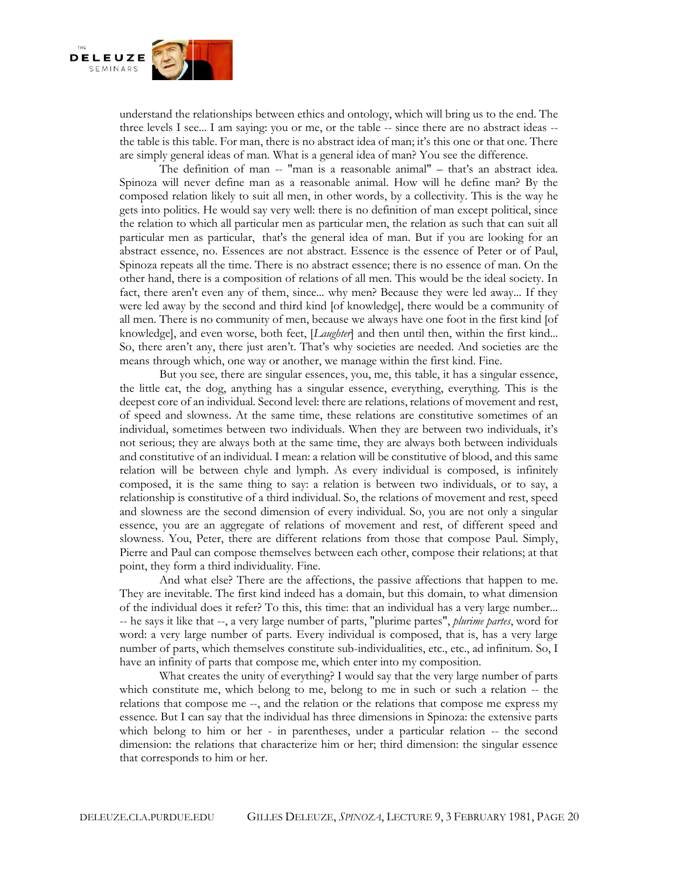understand the relationships between ethics and ontology, which will bring us to the end. The three levels I see... I am saying: you or me, or the table -- since there are no abstract ideas -- the table is this table. For man, there is no abstract idea of man; it's this one or that one. There are simply general ideas of man. What is a general idea of man? You see the difference.

The definition of man -- "man is a reasonable animal" – that's an abstract idea. Spinoza will never define man as a reasonable animal. How will he define man? By the composed relation likely to suit all men, in other words, by a collectivity. This is the way he gets into politics. He would say very well: there is no definition of man except political, since the relation to which all particular men as particular men, the relation as such that can suit all particular men as particular, that's the general idea of man. But if you are looking for an abstract essence, no. Essences are not abstract. Essence is the essence of Peter or of Paul, Spinoza repeats all the time. There is no abstract essence; there is no essence of man. On the other hand, there is a composition of relations of all men. This would be the ideal society. In fact, there aren't even any of them, since... why men? Because they were led away... If they were led away by the second and third kind [of knowledge], there would be a community of all men. There is no community of men, because we always have one foot in the first kind [of knowledge], and even worse, both feet, [*Laughter*] and then until then, within the first kind... So, there aren't any, there just aren't. That's why societies are needed. And societies are the means through which, one way or another, we manage within the first kind. Fine.

But you see, there are singular essences, you, me, this table, it has a singular essence, the little cat, the dog, anything has a singular essence, everything, everything. This is the deepest core of an individual. Second level: there are relations, relations of movement and rest, of speed and slowness. At the same time, these relations are constitutive sometimes of an individual, sometimes between two individuals. When they are between two individuals, it's not serious; they are always both at the same time, they are always both between individuals and constitutive of an individual. I mean: a relation will be constitutive of blood, and this same relation will be between chyle and lymph. As every individual is composed, is infinitely composed, it is the same thing to say: a relation is between two individuals, or to say, a relationship is constitutive of a third individual. So, the relations of movement and rest, speed and slowness are the second dimension of every individual. So, you are not only a singular essence, you are an aggregate of relations of movement and rest, of different speed and slowness. You, Peter, there are different relations from those that compose Paul. Simply, Pierre and Paul can compose themselves between each other, compose their relations; at that point, they form a third individuality. Fine.

And what else? There are the affections, the passive affections that happen to me. They are inevitable. The first kind indeed has a domain, but this domain, to what dimension of the individual does it refer? To this, this time: that an individual has a very large number... -- he says it like that --, a very large number of parts, "plurime partes", *plurime partes*, word for word: a very large number of parts. Every individual is composed, that is, has a very large number of parts, which themselves constitute sub-individualities, etc., etc., ad infinitum. So, I have an infinity of parts that compose me, which enter into my composition.

What creates the unity of everything? I would say that the very large number of parts which constitute me, which belong to me, belong to me in such or such a relation -- the relations that compose me --, and the relation or the relations that compose me express my essence. But I can say that the individual has three dimensions in Spinoza: the extensive parts which belong to him or her - in parentheses, under a particular relation -- the second dimension: the relations that characterize him or her; third dimension: the singular essence that corresponds to him or her.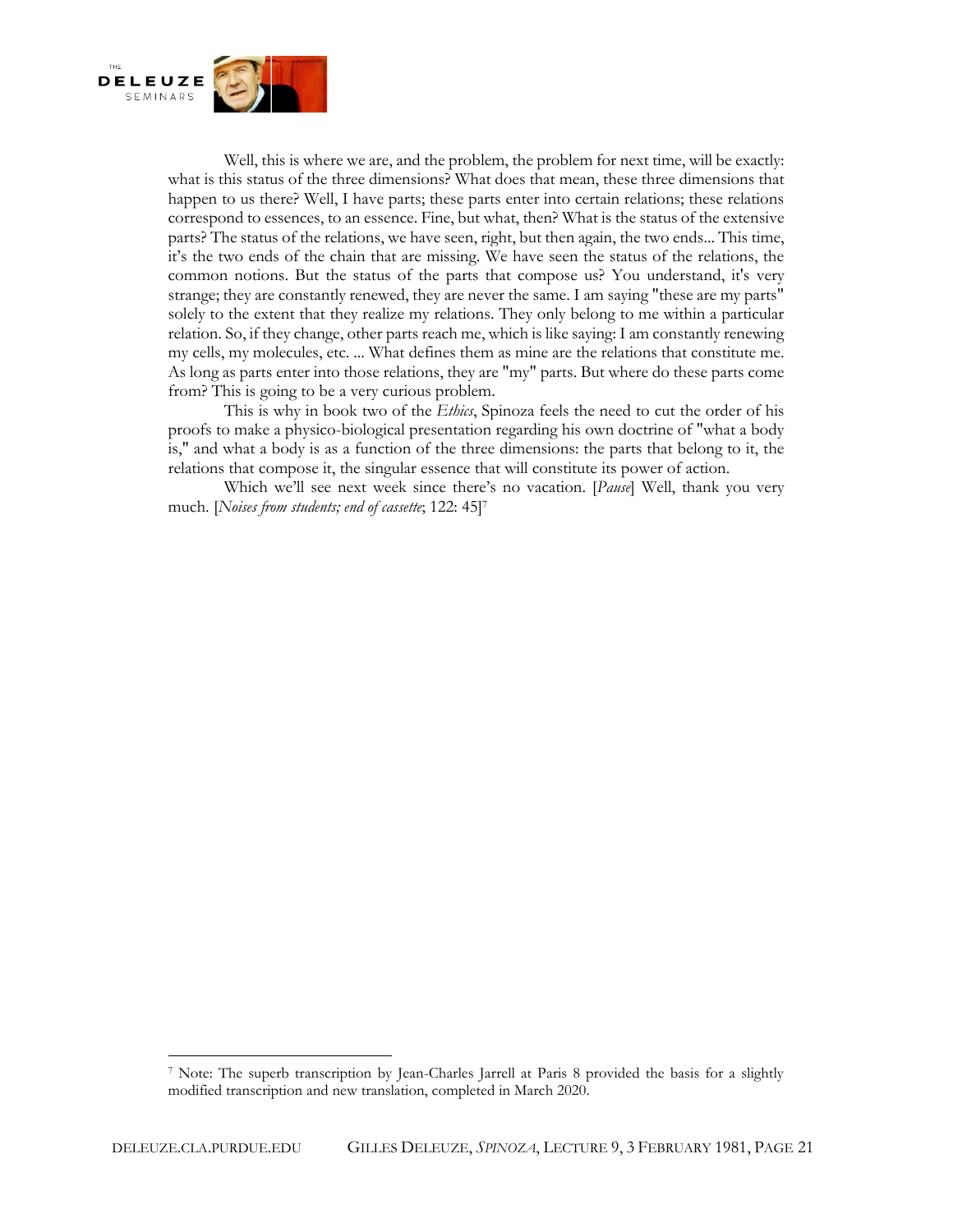Well, this is where we are, and the problem, the problem for next time, will be exactly: what is this status of the three dimensions? What does that mean, these three dimensions that happen to us there? Well, I have parts; these parts enter into certain relations; these relations correspond to essences, to an essence. Fine, but what, then? What is the status of the extensive parts? The status of the relations, we have seen, right, but then again, the two ends... This time, it's the two ends of the chain that are missing. We have seen the status of the relations, the common notions. But the status of the parts that compose us? You understand, it's very strange; they are constantly renewed, they are never the same. I am saying "these are my parts" solely to the extent that they realize my relations. They only belong to me within a particular relation. So, if they change, other parts reach me, which is like saying: I am constantly renewing my cells, my molecules, etc. ... What defines them as mine are the relations that constitute me. As long as parts enter into those relations, they are "my" parts. But where do these parts come from? This is going to be a very curious problem.

This is why in book two of the *Ethics*, Spinoza feels the need to cut the order of his proofs to make a physico-biological presentation regarding his own doctrine of "what a body is," and what a body is as a function of the three dimensions: the parts that belong to it, the relations that compose it, the singular essence that will constitute its power of action.

Which we'll see next week since there's no vacation. [*Pause*] Well, thank you very much. [*Noises from students; end of cassette*; 122: 45][7]

---

[7] Note: The superb transcription by Jean-Charles Jarrell at Paris 8 provided the basis for a slightly modified transcription and new translation, completed in March 2020.